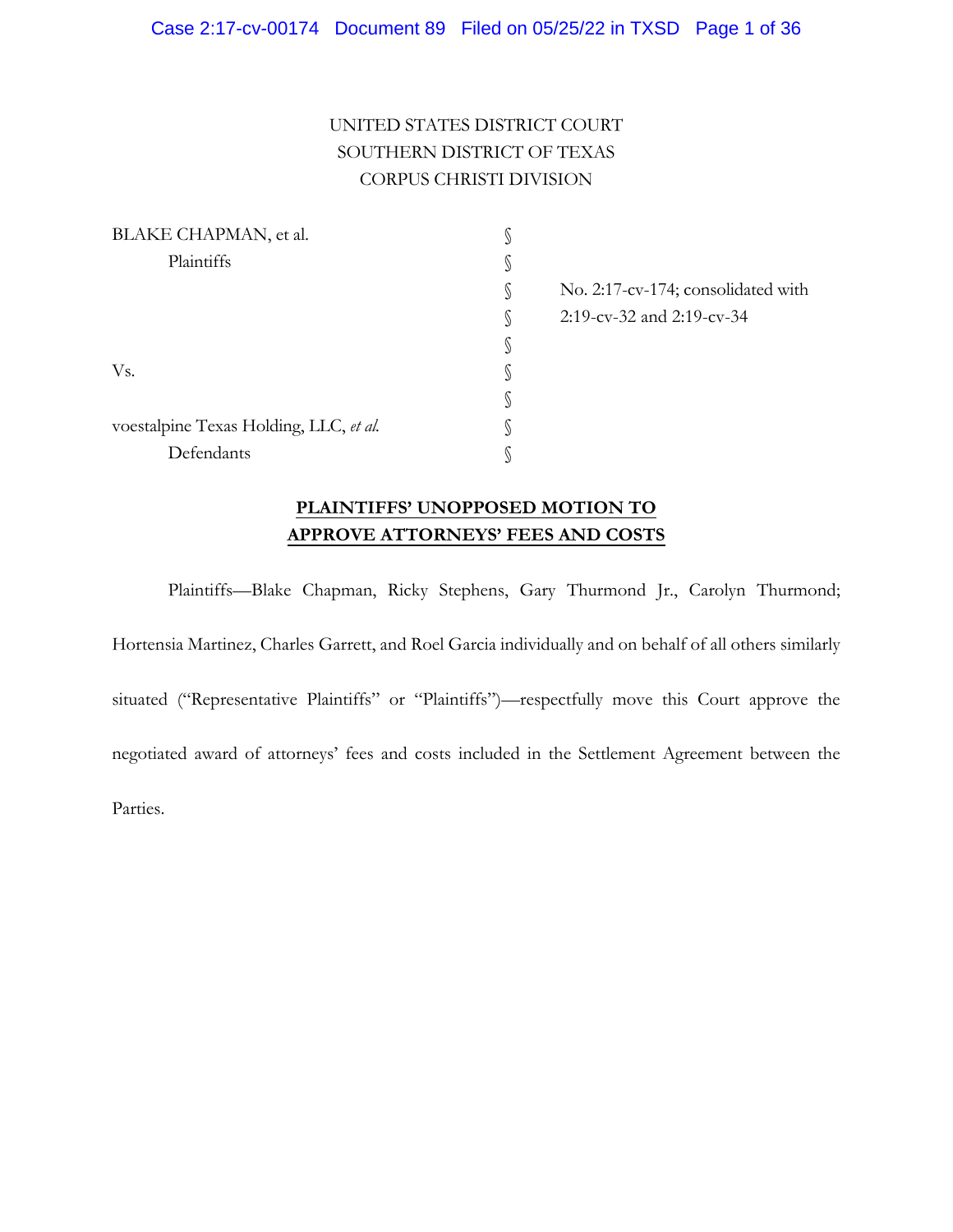UNITED STATES DISTRICT COURT
SOUTHERN DISTRICT OF TEXAS
CORPUS CHRISTI DIVISION

| | | |
|---|---|---|
| BLAKE CHAPMAN, et al. | § | |
| Plaintiffs | § | |
| | § | No. 2:17-cv-174; consolidated with |
| | § | 2:19-cv-32 and 2:19-cv-34 |
| | § | |
| Vs. | § | |
| | § | |
| voestalpine Texas Holding, LLC, *et al.* | § | |
| Defendants | § | |

**PLAINTIFFS' UNOPPOSED MOTION TO APPROVE ATTORNEYS' FEES AND COSTS**

Plaintiffs—Blake Chapman, Ricky Stephens, Gary Thurmond Jr., Carolyn Thurmond; Hortensia Martinez, Charles Garrett, and Roel Garcia individually and on behalf of all others similarly situated ("Representative Plaintiffs" or "Plaintiffs")—respectfully move this Court approve the negotiated award of attorneys' fees and costs included in the Settlement Agreement between the Parties.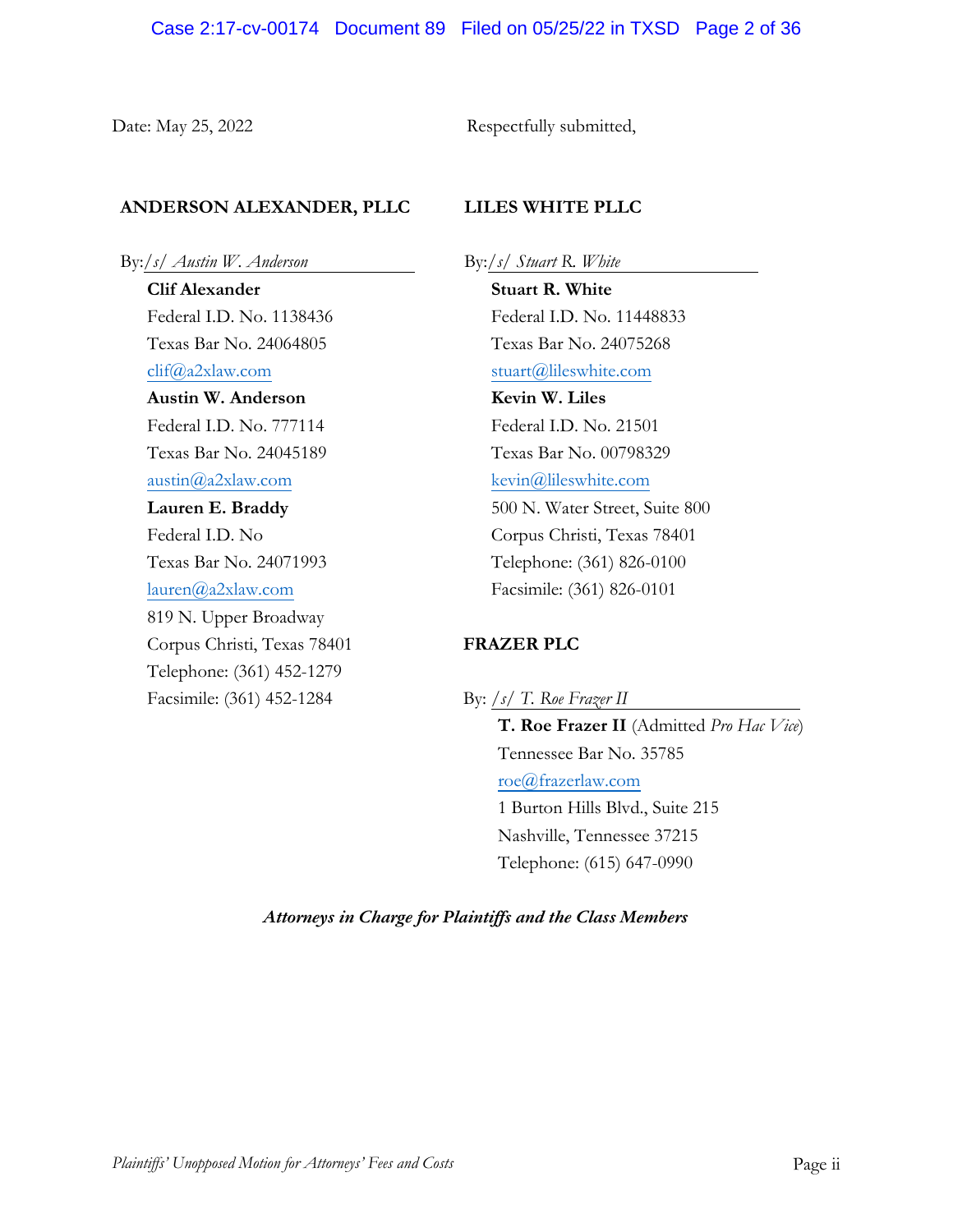Date: May 25, 2022

Respectfully submitted,

**ANDERSON ALEXANDER, PLLC**

By: */s/ Austin W. Anderson*

**Clif Alexander**
Federal I.D. No. 1138436
Texas Bar No. 24064805
clif@a2xlaw.com
**Austin W. Anderson**
Federal I.D. No. 777114
Texas Bar No. 24045189
austin@a2xlaw.com
**Lauren E. Braddy**
Federal I.D. No
Texas Bar No. 24071993
lauren@a2xlaw.com
819 N. Upper Broadway
Corpus Christi, Texas 78401
Telephone: (361) 452-1279
Facsimile: (361) 452-1284

**LILES WHITE PLLC**

By: */s/ Stuart R. White*

**Stuart R. White**
Federal I.D. No. 11448833
Texas Bar No. 24075268
stuart@lileswhite.com
**Kevin W. Liles**
Federal I.D. No. 21501
Texas Bar No. 00798329
kevin@lileswhite.com
500 N. Water Street, Suite 800
Corpus Christi, Texas 78401
Telephone: (361) 826-0100
Facsimile: (361) 826-0101

**FRAZER PLC**

By: */s/ T. Roe Frazer II*

**T. Roe Frazer II** (Admitted *Pro Hac Vice*)
Tennessee Bar No. 35785
roe@frazerlaw.com
1 Burton Hills Blvd., Suite 215
Nashville, Tennessee 37215
Telephone: (615) 647-0990

***Attorneys in Charge for Plaintiffs and the Class Members***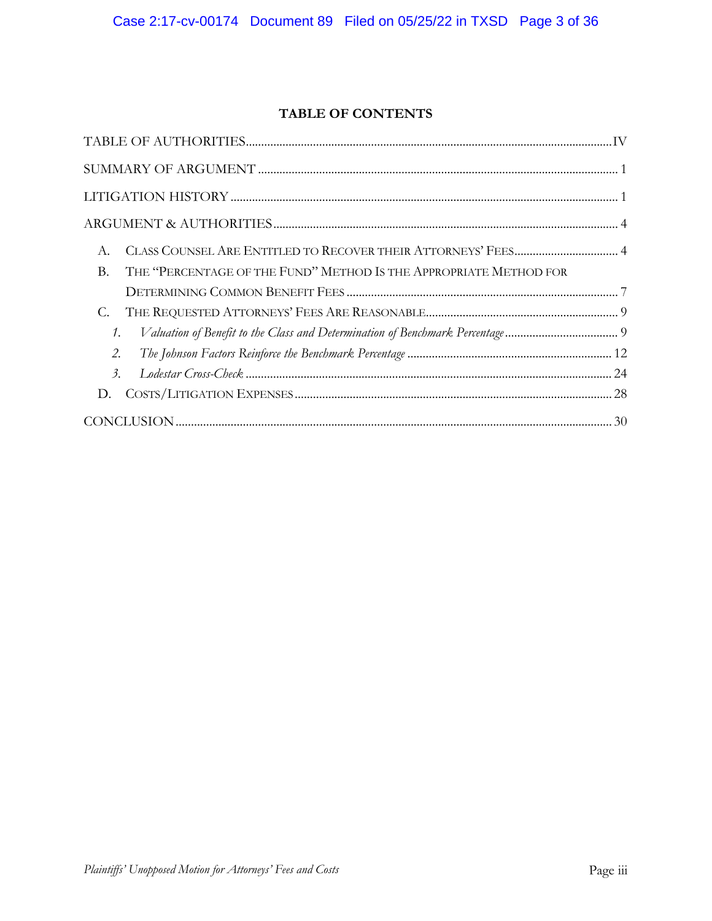## TABLE OF CONTENTS

TABLE OF AUTHORITIES ....... IV

SUMMARY OF ARGUMENT ....... 1

LITIGATION HISTORY ....... 1

ARGUMENT & AUTHORITIES ....... 4

- A. CLASS COUNSEL ARE ENTITLED TO RECOVER THEIR ATTORNEYS' FEES ....... 4
- B. THE "PERCENTAGE OF THE FUND" METHOD IS THE APPROPRIATE METHOD FOR DETERMINING COMMON BENEFIT FEES ....... 7
- C. THE REQUESTED ATTORNEYS' FEES ARE REASONABLE ....... 9
  1. *Valuation of Benefit to the Class and Determination of Benchmark Percentage* ....... 9
  2. *The Johnson Factors Reinforce the Benchmark Percentage* ....... 12
  3. *Lodestar Cross-Check* ....... 24
- D. COSTS/LITIGATION EXPENSES ....... 28

CONCLUSION ....... 30

*Plaintiffs' Unopposed Motion for Attorneys' Fees and Costs*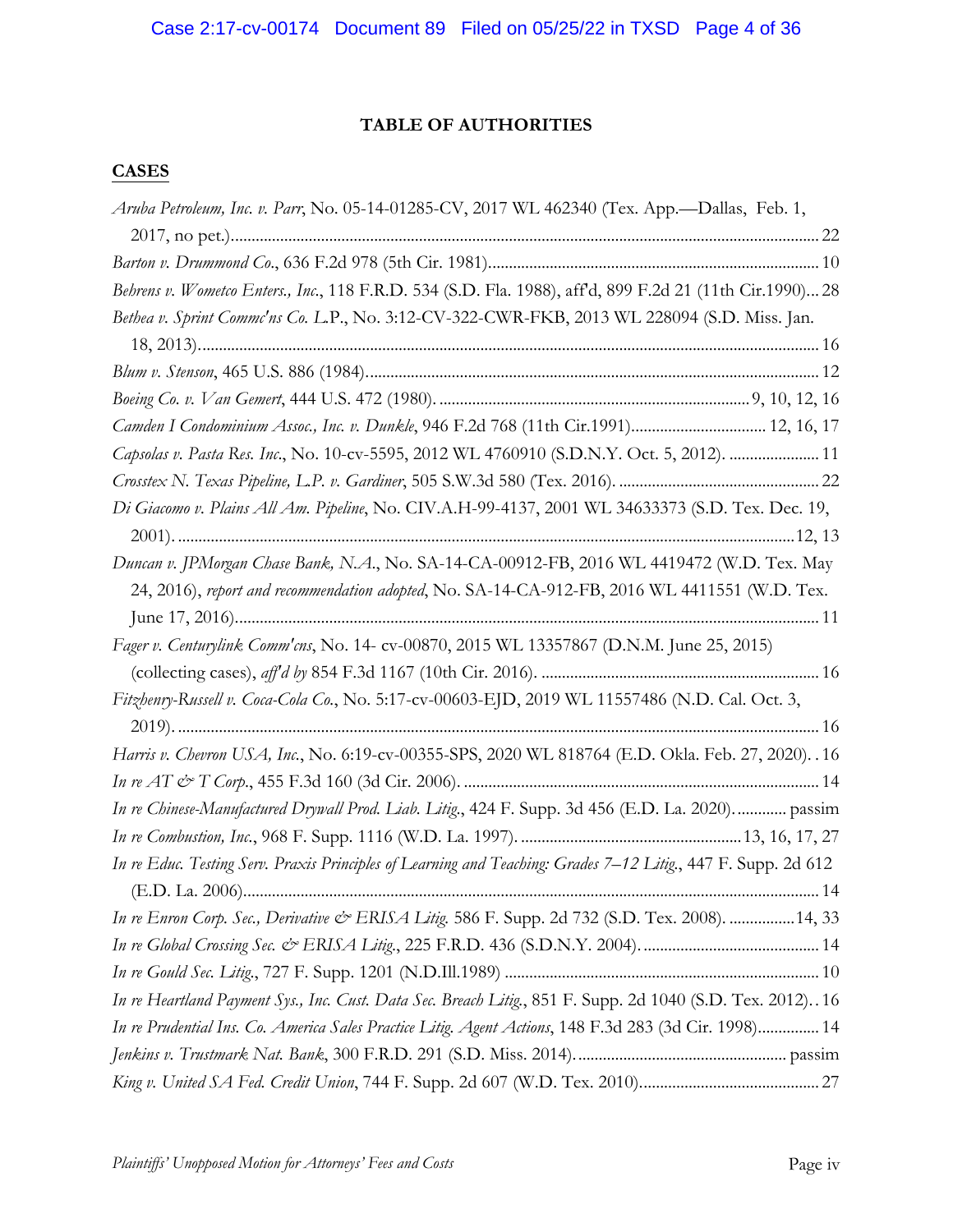## TABLE OF AUTHORITIES

### CASES

*Aruba Petroleum, Inc. v. Parr*, No. 05-14-01285-CV, 2017 WL 462340 (Tex. App.—Dallas, Feb. 1, 2017, no pet.) .......... 22

*Barton v. Drummond Co.*, 636 F.2d 978 (5th Cir. 1981) .......... 10

*Behrens v. Wometco Enters., Inc.*, 118 F.R.D. 534 (S.D. Fla. 1988), aff'd, 899 F.2d 21 (11th Cir.1990) .......... 28

*Bethea v. Sprint Commc'ns Co. L.P.*, No. 3:12-CV-322-CWR-FKB, 2013 WL 228094 (S.D. Miss. Jan. 18, 2013) .......... 16

*Blum v. Stenson*, 465 U.S. 886 (1984) .......... 12

*Boeing Co. v. Van Gemert*, 444 U.S. 472 (1980) .......... 9, 10, 12, 16

*Camden I Condominium Assoc., Inc. v. Dunkle*, 946 F.2d 768 (11th Cir.1991) .......... 12, 16, 17

*Capsolas v. Pasta Res. Inc.*, No. 10-cv-5595, 2012 WL 4760910 (S.D.N.Y. Oct. 5, 2012) .......... 11

*Crosstex N. Texas Pipeline, L.P. v. Gardiner*, 505 S.W.3d 580 (Tex. 2016) .......... 22

*Di Giacomo v. Plains All Am. Pipeline*, No. CIV.A.H-99-4137, 2001 WL 34633373 (S.D. Tex. Dec. 19, 2001) .......... 12, 13

*Duncan v. JPMorgan Chase Bank, N.A.*, No. SA-14-CA-00912-FB, 2016 WL 4419472 (W.D. Tex. May 24, 2016), *report and recommendation adopted*, No. SA-14-CA-912-FB, 2016 WL 4411551 (W.D. Tex. June 17, 2016) .......... 11

*Fager v. Centurylink Comm'cns*, No. 14- cv-00870, 2015 WL 13357867 (D.N.M. June 25, 2015) (collecting cases), *aff'd by* 854 F.3d 1167 (10th Cir. 2016) .......... 16

*Fitzhenry-Russell v. Coca-Cola Co.*, No. 5:17-cv-00603-EJD, 2019 WL 11557486 (N.D. Cal. Oct. 3, 2019) .......... 16

*Harris v. Chevron USA, Inc.*, No. 6:19-cv-00355-SPS, 2020 WL 818764 (E.D. Okla. Feb. 27, 2020) .......... 16

*In re AT & T Corp.*, 455 F.3d 160 (3d Cir. 2006) .......... 14

*In re Chinese-Manufactured Drywall Prod. Liab. Litig.*, 424 F. Supp. 3d 456 (E.D. La. 2020) .......... passim

*In re Combustion, Inc.*, 968 F. Supp. 1116 (W.D. La. 1997) .......... 13, 16, 17, 27

*In re Educ. Testing Serv. Praxis Principles of Learning and Teaching: Grades 7–12 Litig.*, 447 F. Supp. 2d 612 (E.D. La. 2006) .......... 14

*In re Enron Corp. Sec., Derivative & ERISA Litig.* 586 F. Supp. 2d 732 (S.D. Tex. 2008) .......... 14, 33

*In re Global Crossing Sec. & ERISA Litig.*, 225 F.R.D. 436 (S.D.N.Y. 2004) .......... 14

*In re Gould Sec. Litig.*, 727 F. Supp. 1201 (N.D.Ill.1989) .......... 10

*In re Heartland Payment Sys., Inc. Cust. Data Sec. Breach Litig.*, 851 F. Supp. 2d 1040 (S.D. Tex. 2012) .......... 16

*In re Prudential Ins. Co. America Sales Practice Litig. Agent Actions*, 148 F.3d 283 (3d Cir. 1998) .......... 14

*Jenkins v. Trustmark Nat. Bank*, 300 F.R.D. 291 (S.D. Miss. 2014) .......... passim

*King v. United SA Fed. Credit Union*, 744 F. Supp. 2d 607 (W.D. Tex. 2010) .......... 27

*Plaintiffs' Unopposed Motion for Attorneys' Fees and Costs*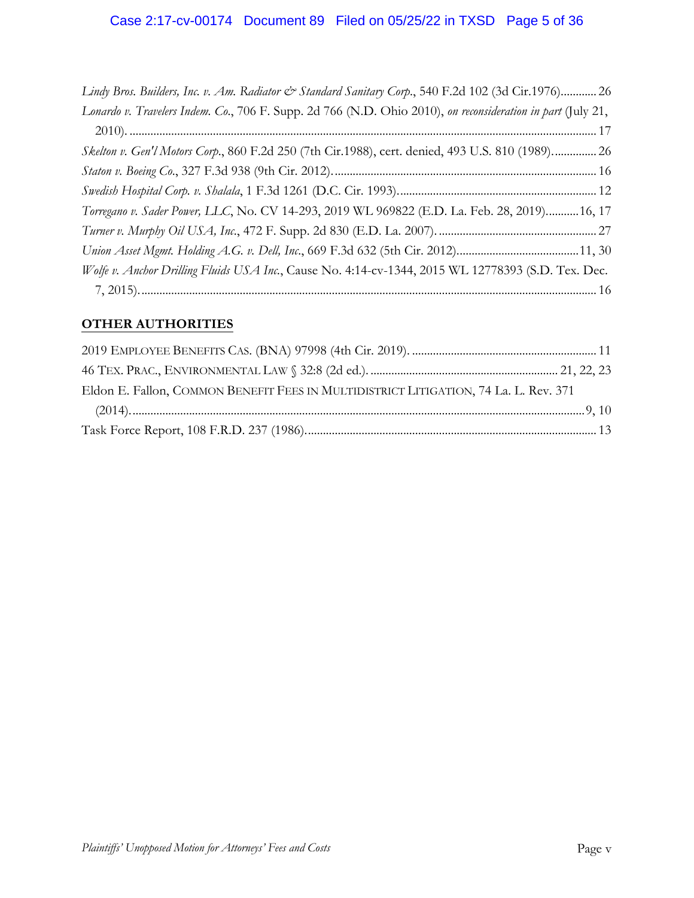*Lindy Bros. Builders, Inc. v. Am. Radiator & Standard Sanitary Corp.*, 540 F.2d 102 (3d Cir.1976)............ 26

*Lonardo v. Travelers Indem. Co.*, 706 F. Supp. 2d 766 (N.D. Ohio 2010), *on reconsideration in part* (July 21, 2010). ............................................................................................................................................ 17

*Skelton v. Gen'l Motors Corp.*, 860 F.2d 250 (7th Cir.1988), cert. denied, 493 U.S. 810 (1989)............... 26

*Staton v. Boeing Co.*, 327 F.3d 938 (9th Cir. 2012). ....................................................................................... 16

*Swedish Hospital Corp. v. Shalala*, 1 F.3d 1261 (D.C. Cir. 1993). .................................................................. 12

*Torregano v. Sader Power, LLC*, No. CV 14-293, 2019 WL 969822 (E.D. La. Feb. 28, 2019)...........16, 17

*Turner v. Murphy Oil USA, Inc.*, 472 F. Supp. 2d 830 (E.D. La. 2007). ..................................................... 27

*Union Asset Mgmt. Holding A.G. v. Dell, Inc.*, 669 F.3d 632 (5th Cir. 2012).........................................11, 30

*Wolfe v. Anchor Drilling Fluids USA Inc.*, Cause No. 4:14-cv-1344, 2015 WL 12778393 (S.D. Tex. Dec. 7, 2015). ....................................................................................................................................... 16

## OTHER AUTHORITIES

2019 EMPLOYEE BENEFITS CAS. (BNA) 97998 (4th Cir. 2019). ............................................................. 11

46 TEX. PRAC., ENVIRONMENTAL LAW § 32:8 (2d ed.). .............................................................. 21, 22, 23

Eldon E. Fallon, COMMON BENEFIT FEES IN MULTIDISTRICT LITIGATION, 74 La. L. Rev. 371 (2014). ...................................................................................................................................... 9, 10

Task Force Report, 108 F.R.D. 237 (1986). ................................................................................................ 13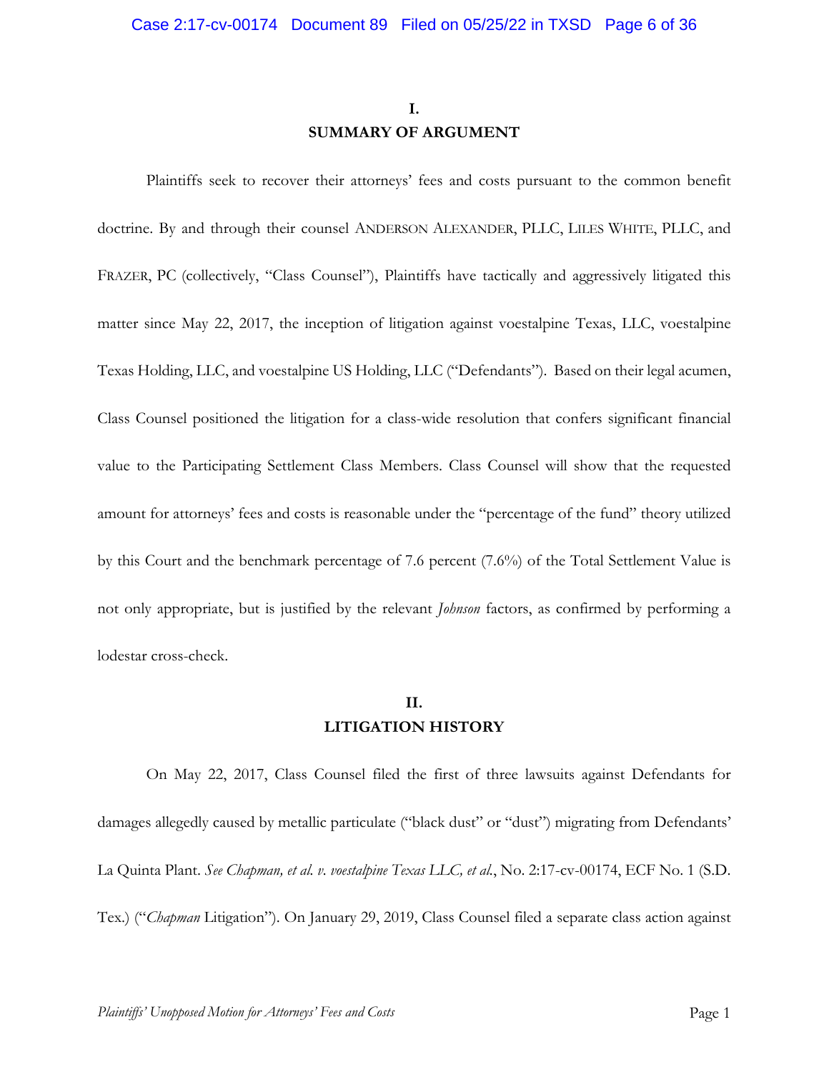## I.
## SUMMARY OF ARGUMENT

Plaintiffs seek to recover their attorneys' fees and costs pursuant to the common benefit doctrine. By and through their counsel ANDERSON ALEXANDER, PLLC, LILES WHITE, PLLC, and FRAZER, PC (collectively, "Class Counsel"), Plaintiffs have tactically and aggressively litigated this matter since May 22, 2017, the inception of litigation against voestalpine Texas, LLC, voestalpine Texas Holding, LLC, and voestalpine US Holding, LLC ("Defendants"). Based on their legal acumen, Class Counsel positioned the litigation for a class-wide resolution that confers significant financial value to the Participating Settlement Class Members. Class Counsel will show that the requested amount for attorneys' fees and costs is reasonable under the "percentage of the fund" theory utilized by this Court and the benchmark percentage of 7.6 percent (7.6%) of the Total Settlement Value is not only appropriate, but is justified by the relevant *Johnson* factors, as confirmed by performing a lodestar cross-check.

## II.
## LITIGATION HISTORY

On May 22, 2017, Class Counsel filed the first of three lawsuits against Defendants for damages allegedly caused by metallic particulate ("black dust" or "dust") migrating from Defendants' La Quinta Plant. *See Chapman, et al. v. voestalpine Texas LLC, et al.*, No. 2:17-cv-00174, ECF No. 1 (S.D. Tex.) ("*Chapman* Litigation"). On January 29, 2019, Class Counsel filed a separate class action against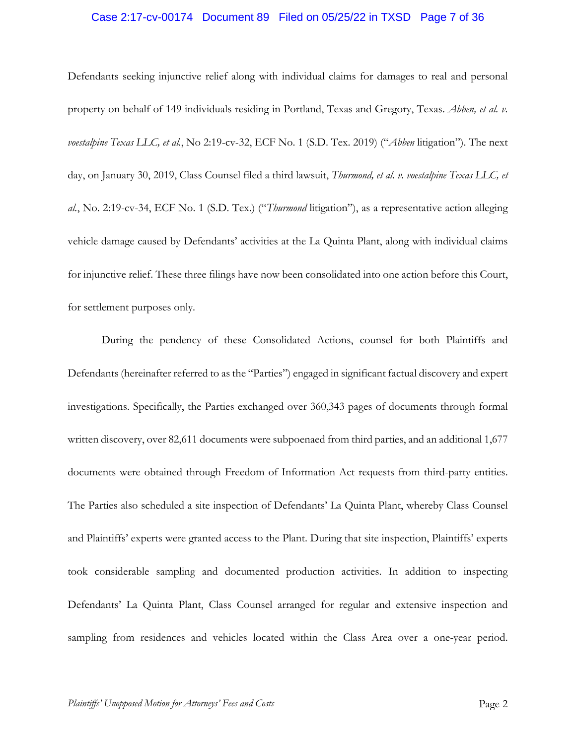Defendants seeking injunctive relief along with individual claims for damages to real and personal property on behalf of 149 individuals residing in Portland, Texas and Gregory, Texas. *Abben, et al. v. voestalpine Texas LLC, et al.*, No 2:19-cv-32, ECF No. 1 (S.D. Tex. 2019) ("*Abben* litigation"). The next day, on January 30, 2019, Class Counsel filed a third lawsuit, *Thurmond, et al. v. voestalpine Texas LLC, et al.*, No. 2:19-cv-34, ECF No. 1 (S.D. Tex.) ("*Thurmond* litigation"), as a representative action alleging vehicle damage caused by Defendants' activities at the La Quinta Plant, along with individual claims for injunctive relief. These three filings have now been consolidated into one action before this Court, for settlement purposes only.

During the pendency of these Consolidated Actions, counsel for both Plaintiffs and Defendants (hereinafter referred to as the "Parties") engaged in significant factual discovery and expert investigations. Specifically, the Parties exchanged over 360,343 pages of documents through formal written discovery, over 82,611 documents were subpoenaed from third parties, and an additional 1,677 documents were obtained through Freedom of Information Act requests from third-party entities. The Parties also scheduled a site inspection of Defendants' La Quinta Plant, whereby Class Counsel and Plaintiffs' experts were granted access to the Plant. During that site inspection, Plaintiffs' experts took considerable sampling and documented production activities. In addition to inspecting Defendants' La Quinta Plant, Class Counsel arranged for regular and extensive inspection and sampling from residences and vehicles located within the Class Area over a one-year period.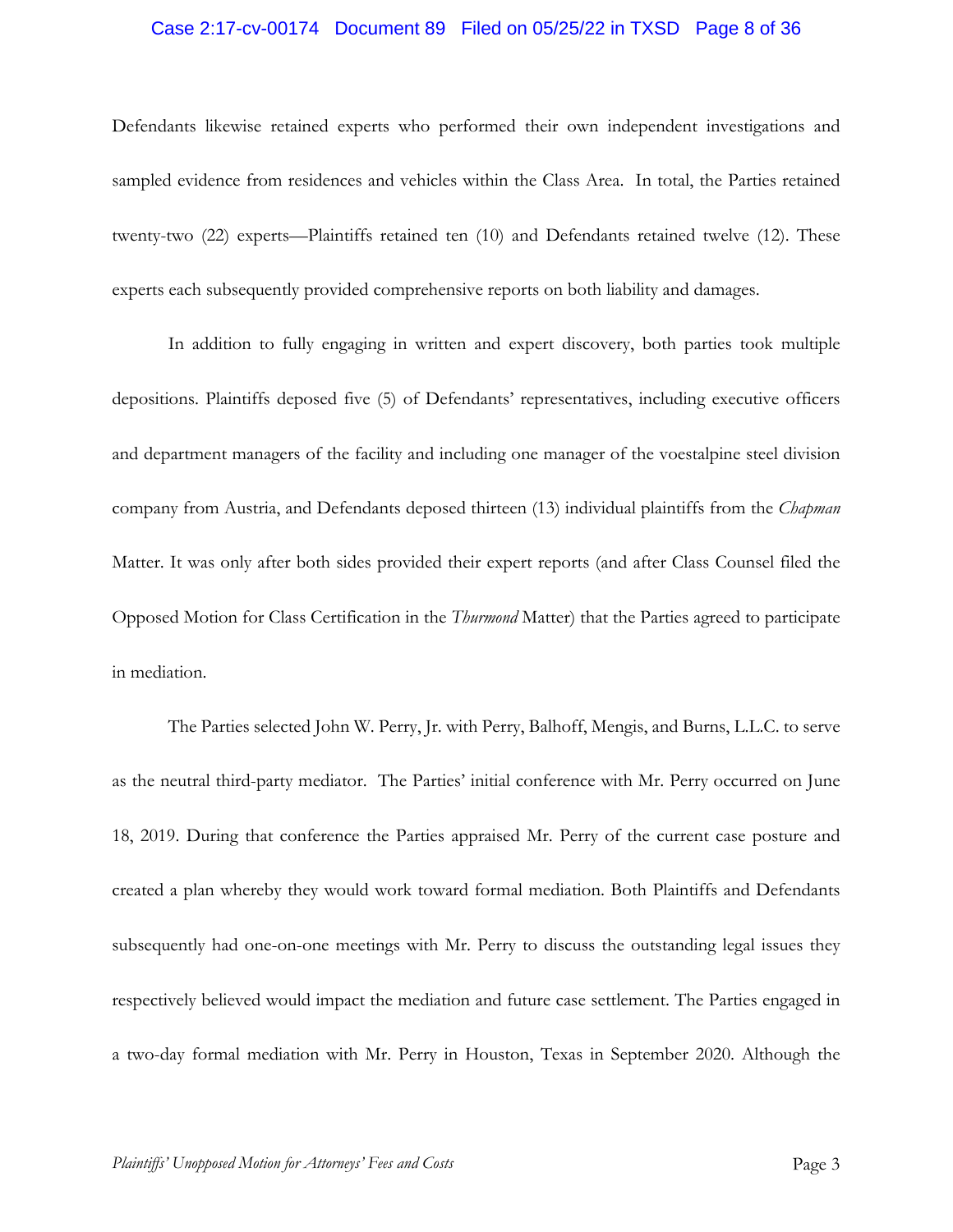Defendants likewise retained experts who performed their own independent investigations and sampled evidence from residences and vehicles within the Class Area. In total, the Parties retained twenty-two (22) experts—Plaintiffs retained ten (10) and Defendants retained twelve (12). These experts each subsequently provided comprehensive reports on both liability and damages.

In addition to fully engaging in written and expert discovery, both parties took multiple depositions. Plaintiffs deposed five (5) of Defendants' representatives, including executive officers and department managers of the facility and including one manager of the voestalpine steel division company from Austria, and Defendants deposed thirteen (13) individual plaintiffs from the *Chapman* Matter. It was only after both sides provided their expert reports (and after Class Counsel filed the Opposed Motion for Class Certification in the *Thurmond* Matter) that the Parties agreed to participate in mediation.

The Parties selected John W. Perry, Jr. with Perry, Balhoff, Mengis, and Burns, L.L.C. to serve as the neutral third-party mediator. The Parties' initial conference with Mr. Perry occurred on June 18, 2019. During that conference the Parties appraised Mr. Perry of the current case posture and created a plan whereby they would work toward formal mediation. Both Plaintiffs and Defendants subsequently had one-on-one meetings with Mr. Perry to discuss the outstanding legal issues they respectively believed would impact the mediation and future case settlement. The Parties engaged in a two-day formal mediation with Mr. Perry in Houston, Texas in September 2020. Although the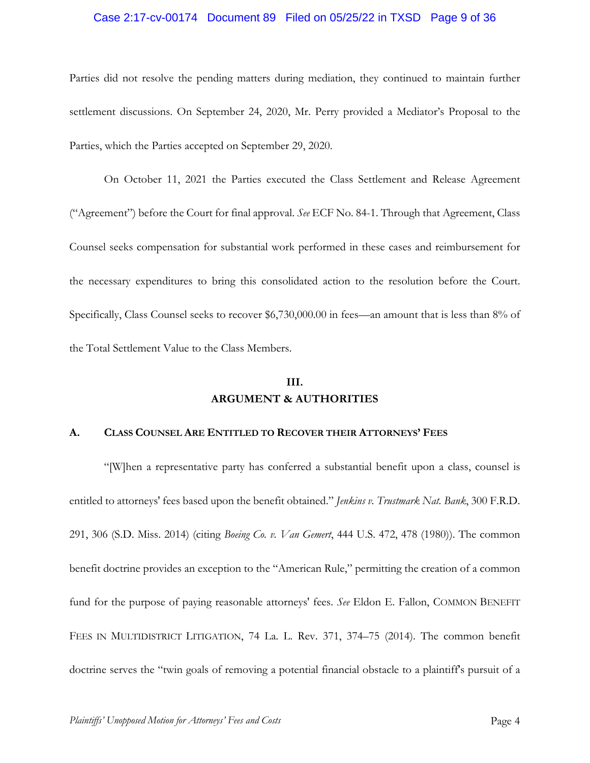Parties did not resolve the pending matters during mediation, they continued to maintain further settlement discussions. On September 24, 2020, Mr. Perry provided a Mediator's Proposal to the Parties, which the Parties accepted on September 29, 2020.

On October 11, 2021 the Parties executed the Class Settlement and Release Agreement ("Agreement") before the Court for final approval. *See* ECF No. 84-1. Through that Agreement, Class Counsel seeks compensation for substantial work performed in these cases and reimbursement for the necessary expenditures to bring this consolidated action to the resolution before the Court. Specifically, Class Counsel seeks to recover $6,730,000.00 in fees—an amount that is less than 8% of the Total Settlement Value to the Class Members.

## III.
## ARGUMENT & AUTHORITIES

### A. Class Counsel Are Entitled to Recover their Attorneys' Fees

"[W]hen a representative party has conferred a substantial benefit upon a class, counsel is entitled to attorneys' fees based upon the benefit obtained." *Jenkins v. Trustmark Nat. Bank*, 300 F.R.D. 291, 306 (S.D. Miss. 2014) (citing *Boeing Co. v. Van Gemert*, 444 U.S. 472, 478 (1980)). The common benefit doctrine provides an exception to the "American Rule," permitting the creation of a common fund for the purpose of paying reasonable attorneys' fees. *See* Eldon E. Fallon, Common Benefit Fees in Multidistrict Litigation, 74 La. L. Rev. 371, 374–75 (2014). The common benefit doctrine serves the "twin goals of removing a potential financial obstacle to a plaintiff's pursuit of a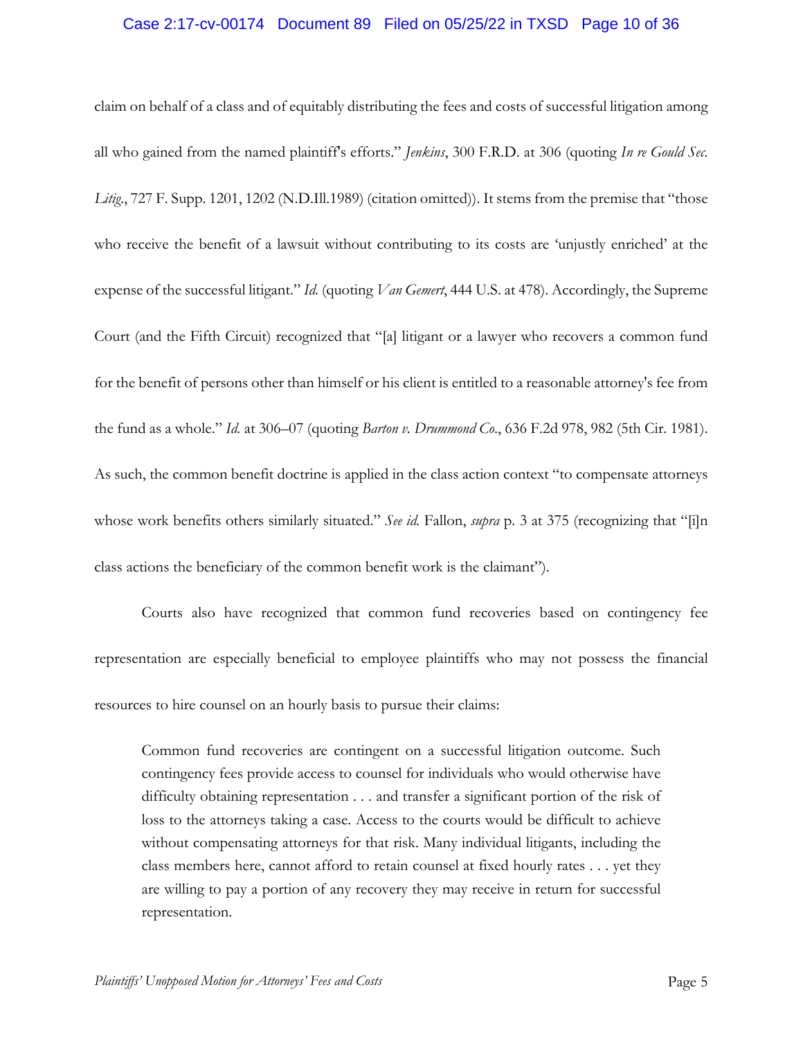claim on behalf of a class and of equitably distributing the fees and costs of successful litigation among all who gained from the named plaintiff's efforts." *Jenkins*, 300 F.R.D. at 306 (quoting *In re Gould Sec. Litig.*, 727 F. Supp. 1201, 1202 (N.D.Ill.1989) (citation omitted)). It stems from the premise that "those who receive the benefit of a lawsuit without contributing to its costs are 'unjustly enriched' at the expense of the successful litigant." *Id.* (quoting *Van Gemert*, 444 U.S. at 478). Accordingly, the Supreme Court (and the Fifth Circuit) recognized that "[a] litigant or a lawyer who recovers a common fund for the benefit of persons other than himself or his client is entitled to a reasonable attorney's fee from the fund as a whole." *Id.* at 306–07 (quoting *Barton v. Drummond Co.*, 636 F.2d 978, 982 (5th Cir. 1981). As such, the common benefit doctrine is applied in the class action context "to compensate attorneys whose work benefits others similarly situated." *See id.* Fallon, *supra* p. 3 at 375 (recognizing that "[i]n class actions the beneficiary of the common benefit work is the claimant").

Courts also have recognized that common fund recoveries based on contingency fee representation are especially beneficial to employee plaintiffs who may not possess the financial resources to hire counsel on an hourly basis to pursue their claims:

> Common fund recoveries are contingent on a successful litigation outcome. Such contingency fees provide access to counsel for individuals who would otherwise have difficulty obtaining representation . . . and transfer a significant portion of the risk of loss to the attorneys taking a case. Access to the courts would be difficult to achieve without compensating attorneys for that risk. Many individual litigants, including the class members here, cannot afford to retain counsel at fixed hourly rates . . . yet they are willing to pay a portion of any recovery they may receive in return for successful representation.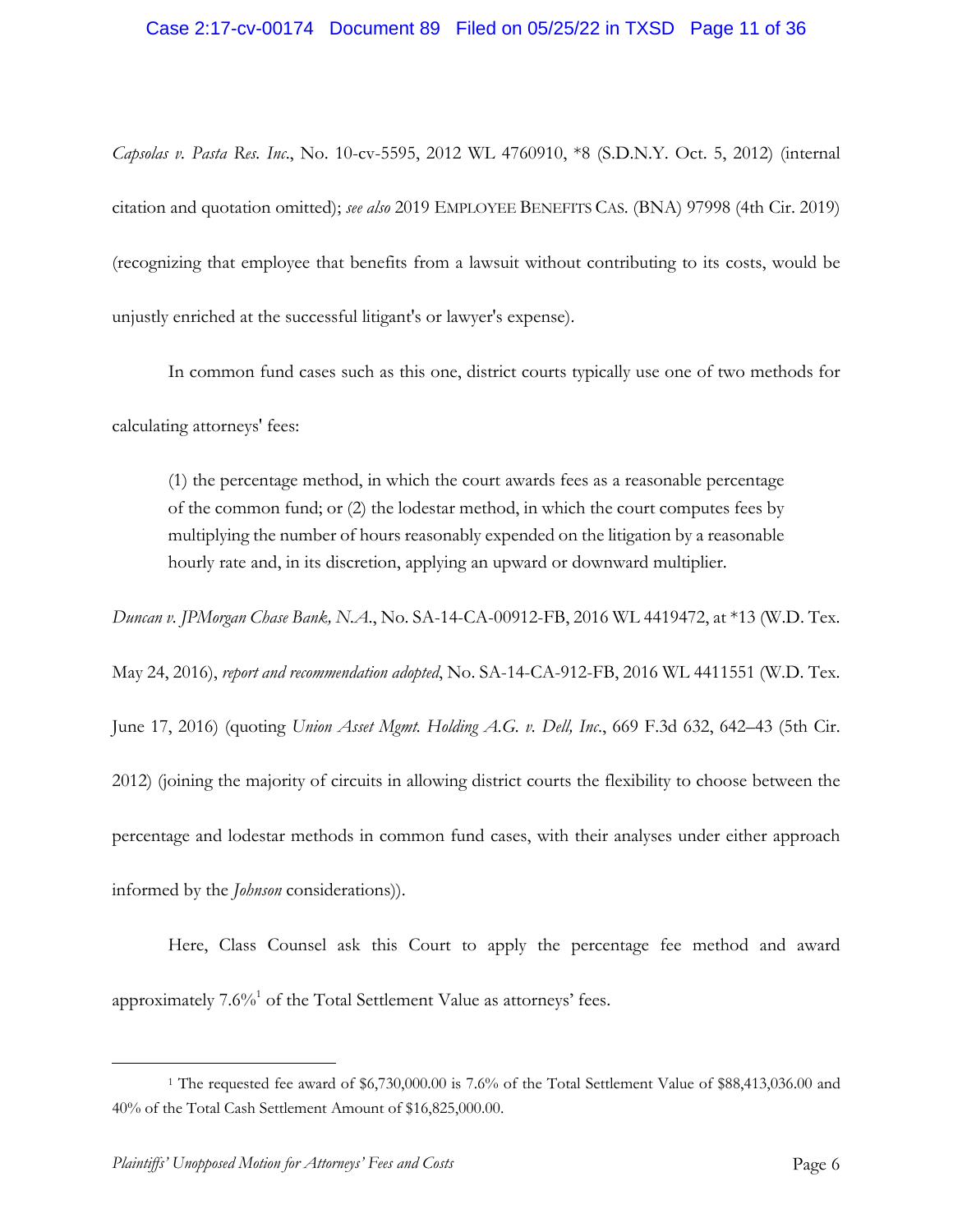*Capsolas v. Pasta Res. Inc.*, No. 10-cv-5595, 2012 WL 4760910, *8 (S.D.N.Y. Oct. 5, 2012) (internal citation and quotation omitted); *see also* 2019 EMPLOYEE BENEFITS CAS. (BNA) 97998 (4th Cir. 2019) (recognizing that employee that benefits from a lawsuit without contributing to its costs, would be unjustly enriched at the successful litigant's or lawyer's expense).

In common fund cases such as this one, district courts typically use one of two methods for calculating attorneys' fees:

> (1) the percentage method, in which the court awards fees as a reasonable percentage of the common fund; or (2) the lodestar method, in which the court computes fees by multiplying the number of hours reasonably expended on the litigation by a reasonable hourly rate and, in its discretion, applying an upward or downward multiplier.

*Duncan v. JPMorgan Chase Bank, N.A.*, No. SA-14-CA-00912-FB, 2016 WL 4419472, at *13 (W.D. Tex. May 24, 2016), *report and recommendation adopted*, No. SA-14-CA-912-FB, 2016 WL 4411551 (W.D. Tex. June 17, 2016) (quoting *Union Asset Mgmt. Holding A.G. v. Dell, Inc.*, 669 F.3d 632, 642–43 (5th Cir. 2012) (joining the majority of circuits in allowing district courts the flexibility to choose between the percentage and lodestar methods in common fund cases, with their analyses under either approach informed by the *Johnson* considerations)).

Here, Class Counsel ask this Court to apply the percentage fee method and award approximately 7.6%[1] of the Total Settlement Value as attorneys' fees.

---

[1] The requested fee award of $6,730,000.00 is 7.6% of the Total Settlement Value of $88,413,036.00 and 40% of the Total Cash Settlement Amount of $16,825,000.00.

*Plaintiffs' Unopposed Motion for Attorneys' Fees and Costs*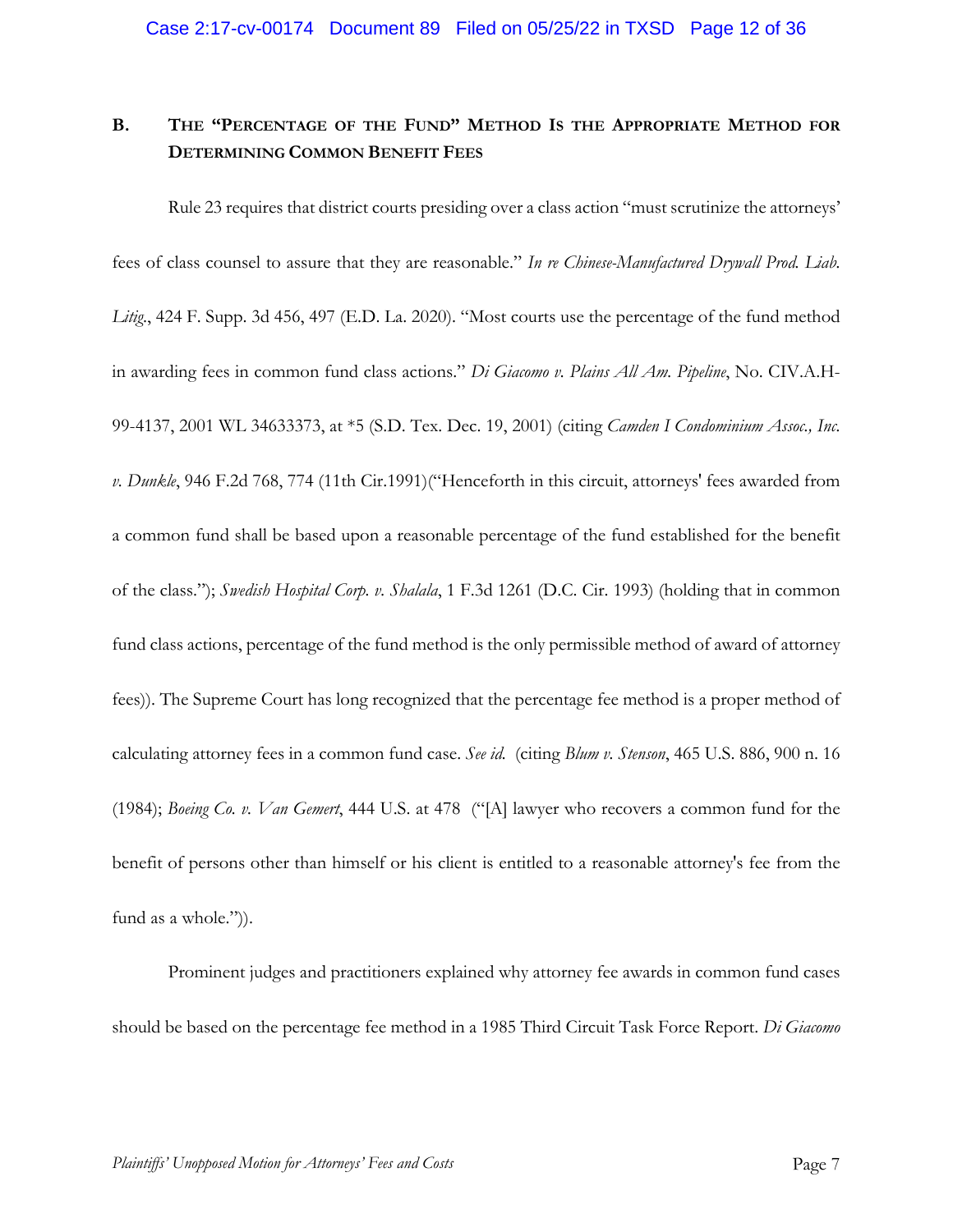### B. The "Percentage of the Fund" Method Is the Appropriate Method for Determining Common Benefit Fees

Rule 23 requires that district courts presiding over a class action "must scrutinize the attorneys' fees of class counsel to assure that they are reasonable." *In re Chinese-Manufactured Drywall Prod. Liab. Litig.*, 424 F. Supp. 3d 456, 497 (E.D. La. 2020). "Most courts use the percentage of the fund method in awarding fees in common fund class actions." *Di Giacomo v. Plains All Am. Pipeline*, No. CIV.A.H-99-4137, 2001 WL 34633373, at \*5 (S.D. Tex. Dec. 19, 2001) (citing *Camden I Condominium Assoc., Inc. v. Dunkle*, 946 F.2d 768, 774 (11th Cir.1991)("Henceforth in this circuit, attorneys' fees awarded from a common fund shall be based upon a reasonable percentage of the fund established for the benefit of the class."); *Swedish Hospital Corp. v. Shalala*, 1 F.3d 1261 (D.C. Cir. 1993) (holding that in common fund class actions, percentage of the fund method is the only permissible method of award of attorney fees)). The Supreme Court has long recognized that the percentage fee method is a proper method of calculating attorney fees in a common fund case. *See id.* (citing *Blum v. Stenson*, 465 U.S. 886, 900 n. 16 (1984); *Boeing Co. v. Van Gemert*, 444 U.S. at 478 ("[A] lawyer who recovers a common fund for the benefit of persons other than himself or his client is entitled to a reasonable attorney's fee from the fund as a whole.")).

Prominent judges and practitioners explained why attorney fee awards in common fund cases should be based on the percentage fee method in a 1985 Third Circuit Task Force Report. *Di Giacomo*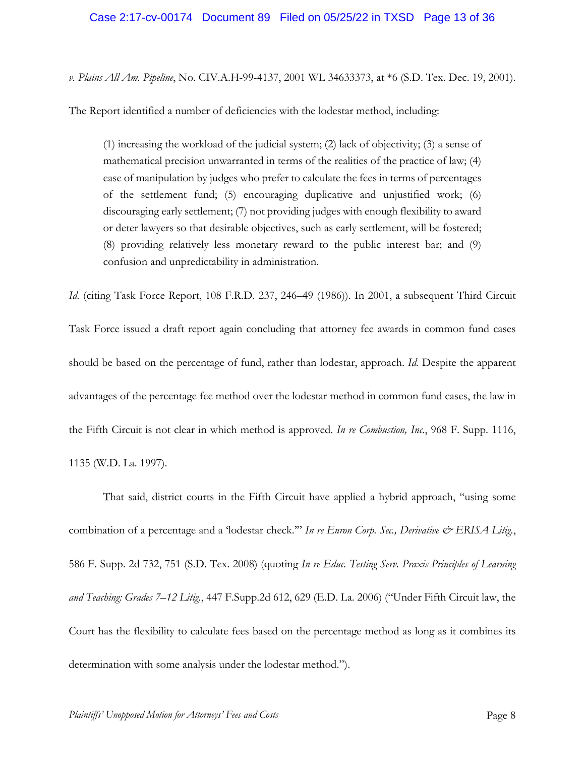*v. Plains All Am. Pipeline*, No. CIV.A.H-99-4137, 2001 WL 34633373, at *6 (S.D. Tex. Dec. 19, 2001).

The Report identified a number of deficiencies with the lodestar method, including:

> (1) increasing the workload of the judicial system; (2) lack of objectivity; (3) a sense of mathematical precision unwarranted in terms of the realities of the practice of law; (4) ease of manipulation by judges who prefer to calculate the fees in terms of percentages of the settlement fund; (5) encouraging duplicative and unjustified work; (6) discouraging early settlement; (7) not providing judges with enough flexibility to award or deter lawyers so that desirable objectives, such as early settlement, will be fostered; (8) providing relatively less monetary reward to the public interest bar; and (9) confusion and unpredictability in administration.

*Id.* (citing Task Force Report, 108 F.R.D. 237, 246–49 (1986)). In 2001, a subsequent Third Circuit Task Force issued a draft report again concluding that attorney fee awards in common fund cases should be based on the percentage of fund, rather than lodestar, approach. *Id.* Despite the apparent advantages of the percentage fee method over the lodestar method in common fund cases, the law in the Fifth Circuit is not clear in which method is approved. *In re Combustion, Inc.*, 968 F. Supp. 1116, 1135 (W.D. La. 1997).

That said, district courts in the Fifth Circuit have applied a hybrid approach, "using some combination of a percentage and a 'lodestar check.'" *In re Enron Corp. Sec., Derivative & ERISA Litig.*, 586 F. Supp. 2d 732, 751 (S.D. Tex. 2008) (quoting *In re Educ. Testing Serv. Praxis Principles of Learning and Teaching: Grades 7–12 Litig.*, 447 F.Supp.2d 612, 629 (E.D. La. 2006) ("Under Fifth Circuit law, the Court has the flexibility to calculate fees based on the percentage method as long as it combines its determination with some analysis under the lodestar method.").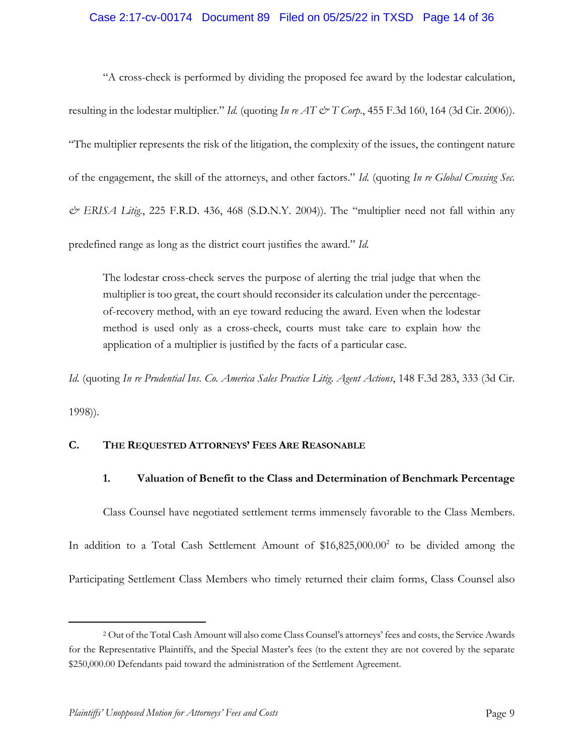"A cross-check is performed by dividing the proposed fee award by the lodestar calculation, resulting in the lodestar multiplier." *Id.* (quoting *In re AT & T Corp.*, 455 F.3d 160, 164 (3d Cir. 2006)). "The multiplier represents the risk of the litigation, the complexity of the issues, the contingent nature of the engagement, the skill of the attorneys, and other factors." *Id.* (quoting *In re Global Crossing Sec. & ERISA Litig.*, 225 F.R.D. 436, 468 (S.D.N.Y. 2004)). The "multiplier need not fall within any predefined range as long as the district court justifies the award." *Id.*

> The lodestar cross-check serves the purpose of alerting the trial judge that when the multiplier is too great, the court should reconsider its calculation under the percentage-of-recovery method, with an eye toward reducing the award. Even when the lodestar method is used only as a cross-check, courts must take care to explain how the application of a multiplier is justified by the facts of a particular case.

*Id.* (quoting *In re Prudential Ins. Co. America Sales Practice Litig. Agent Actions*, 148 F.3d 283, 333 (3d Cir. 1998)).

### C. THE REQUESTED ATTORNEYS' FEES ARE REASONABLE

#### 1. Valuation of Benefit to the Class and Determination of Benchmark Percentage

Class Counsel have negotiated settlement terms immensely favorable to the Class Members. In addition to a Total Cash Settlement Amount of $16,825,000.00[2] to be divided among the Participating Settlement Class Members who timely returned their claim forms, Class Counsel also

[2] Out of the Total Cash Amount will also come Class Counsel's attorneys' fees and costs, the Service Awards for the Representative Plaintiffs, and the Special Master's fees (to the extent they are not covered by the separate $250,000.00 Defendants paid toward the administration of the Settlement Agreement.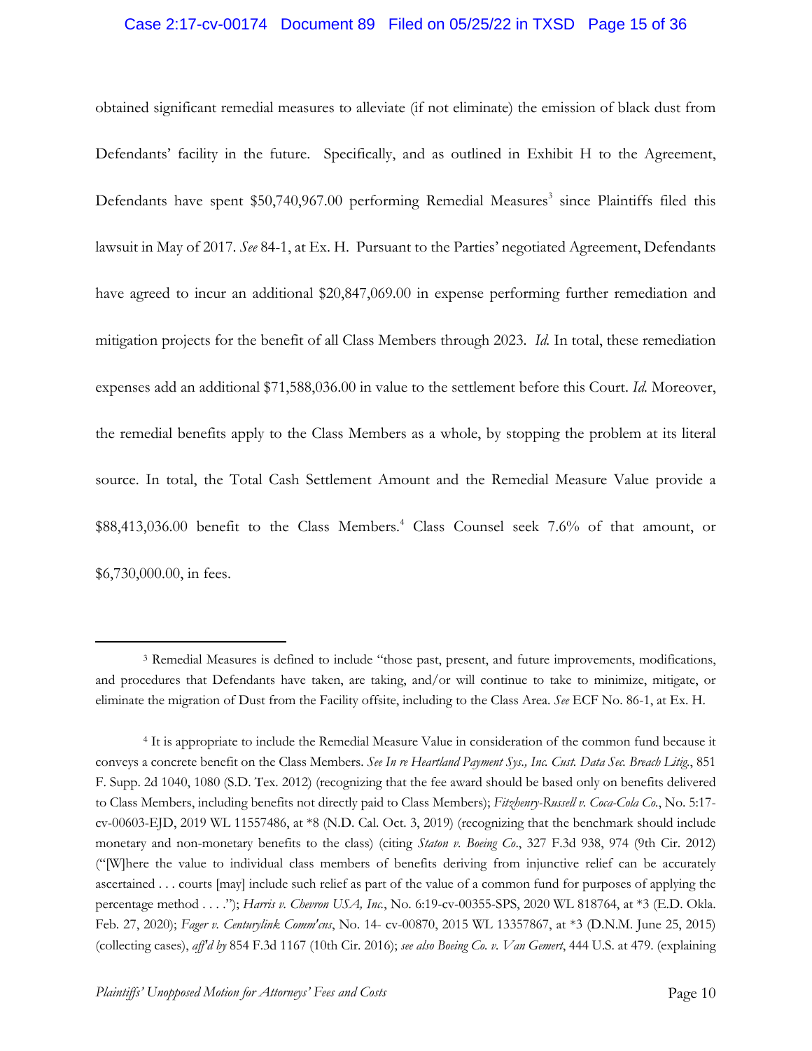obtained significant remedial measures to alleviate (if not eliminate) the emission of black dust from Defendants' facility in the future. Specifically, and as outlined in Exhibit H to the Agreement, Defendants have spent $50,740,967.00 performing Remedial Measures[3] since Plaintiffs filed this lawsuit in May of 2017. *See* 84-1, at Ex. H. Pursuant to the Parties' negotiated Agreement, Defendants have agreed to incur an additional $20,847,069.00 in expense performing further remediation and mitigation projects for the benefit of all Class Members through 2023. *Id.* In total, these remediation expenses add an additional $71,588,036.00 in value to the settlement before this Court. *Id.* Moreover, the remedial benefits apply to the Class Members as a whole, by stopping the problem at its literal source. In total, the Total Cash Settlement Amount and the Remedial Measure Value provide a $88,413,036.00 benefit to the Class Members.[4] Class Counsel seek 7.6% of that amount, or $6,730,000.00, in fees.

---

[3] Remedial Measures is defined to include "those past, present, and future improvements, modifications, and procedures that Defendants have taken, are taking, and/or will continue to take to minimize, mitigate, or eliminate the migration of Dust from the Facility offsite, including to the Class Area. *See* ECF No. 86-1, at Ex. H.

[4] It is appropriate to include the Remedial Measure Value in consideration of the common fund because it conveys a concrete benefit on the Class Members. *See In re Heartland Payment Sys., Inc. Cust. Data Sec. Breach Litig.*, 851 F. Supp. 2d 1040, 1080 (S.D. Tex. 2012) (recognizing that the fee award should be based only on benefits delivered to Class Members, including benefits not directly paid to Class Members); *Fitzhenry-Russell v. Coca-Cola Co.*, No. 5:17-cv-00603-EJD, 2019 WL 11557486, at *8 (N.D. Cal. Oct. 3, 2019) (recognizing that the benchmark should include monetary and non-monetary benefits to the class) (citing *Staton v. Boeing Co.*, 327 F.3d 938, 974 (9th Cir. 2012) ("[W]here the value to individual class members of benefits deriving from injunctive relief can be accurately ascertained . . . courts [may] include such relief as part of the value of a common fund for purposes of applying the percentage method . . . ."); *Harris v. Chevron USA, Inc.*, No. 6:19-cv-00355-SPS, 2020 WL 818764, at *3 (E.D. Okla. Feb. 27, 2020); *Fager v. Centurylink Comm'cns*, No. 14- cv-00870, 2015 WL 13357867, at *3 (D.N.M. June 25, 2015) (collecting cases), *aff'd by* 854 F.3d 1167 (10th Cir. 2016); *see also Boeing Co. v. Van Gemert*, 444 U.S. at 479. (explaining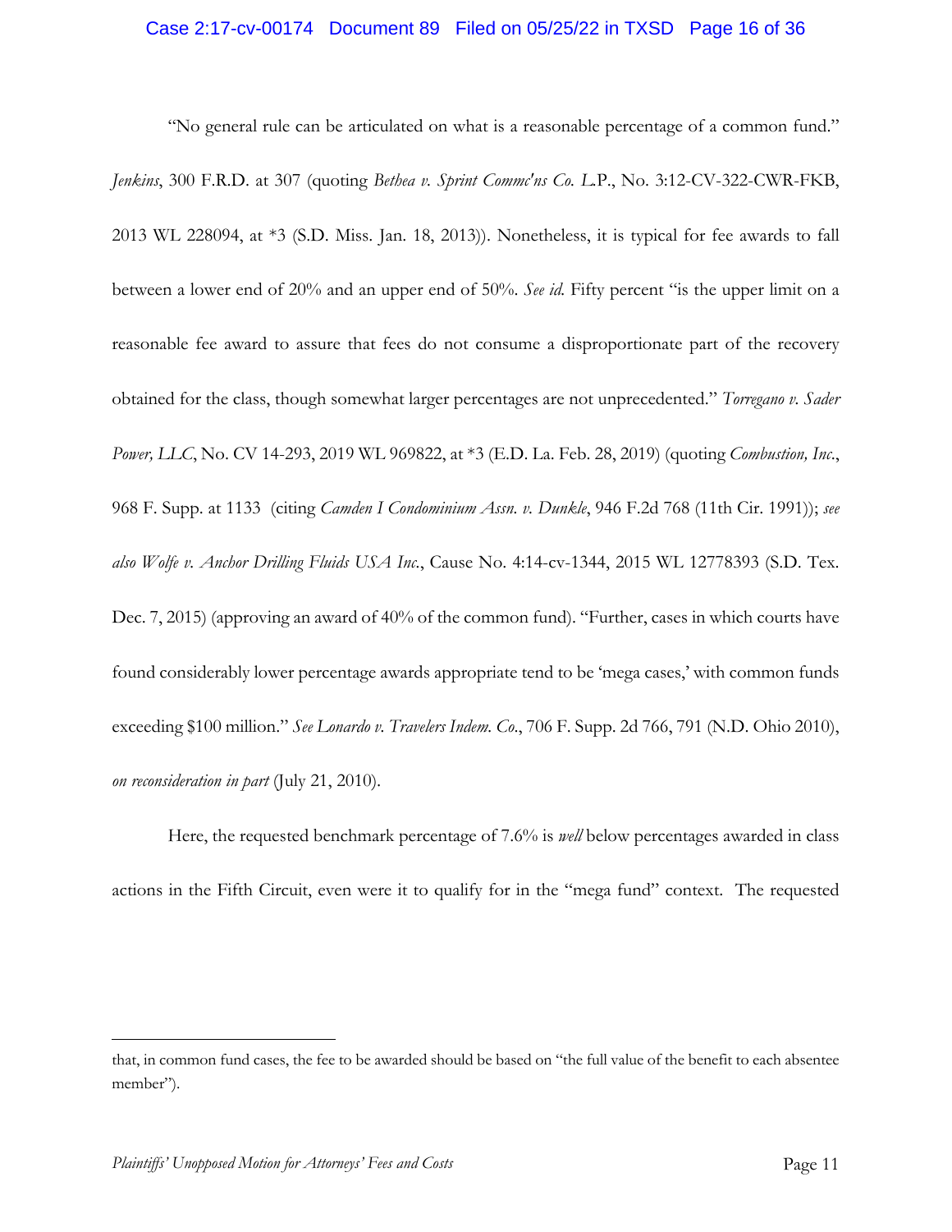"No general rule can be articulated on what is a reasonable percentage of a common fund." *Jenkins*, 300 F.R.D. at 307 (quoting *Bethea v. Sprint Commc'ns Co. L*.P., No. 3:12-CV-322-CWR-FKB, 2013 WL 228094, at *3 (S.D. Miss. Jan. 18, 2013)). Nonetheless, it is typical for fee awards to fall between a lower end of 20% and an upper end of 50%. *See id.* Fifty percent "is the upper limit on a reasonable fee award to assure that fees do not consume a disproportionate part of the recovery obtained for the class, though somewhat larger percentages are not unprecedented." *Torregano v. Sader Power, LLC*, No. CV 14-293, 2019 WL 969822, at *3 (E.D. La. Feb. 28, 2019) (quoting *Combustion, Inc.*, 968 F. Supp. at 1133 (citing *Camden I Condominium Assn. v. Dunkle*, 946 F.2d 768 (11th Cir. 1991)); *see also Wolfe v. Anchor Drilling Fluids USA Inc.*, Cause No. 4:14-cv-1344, 2015 WL 12778393 (S.D. Tex. Dec. 7, 2015) (approving an award of 40% of the common fund). "Further, cases in which courts have found considerably lower percentage awards appropriate tend to be 'mega cases,' with common funds exceeding $100 million." *See Lonardo v. Travelers Indem. Co.*, 706 F. Supp. 2d 766, 791 (N.D. Ohio 2010), *on reconsideration in part* (July 21, 2010).

Here, the requested benchmark percentage of 7.6% is *well* below percentages awarded in class actions in the Fifth Circuit, even were it to qualify for in the "mega fund" context. The requested

---

that, in common fund cases, the fee to be awarded should be based on "the full value of the benefit to each absentee member").

*Plaintiffs' Unopposed Motion for Attorneys' Fees and Costs*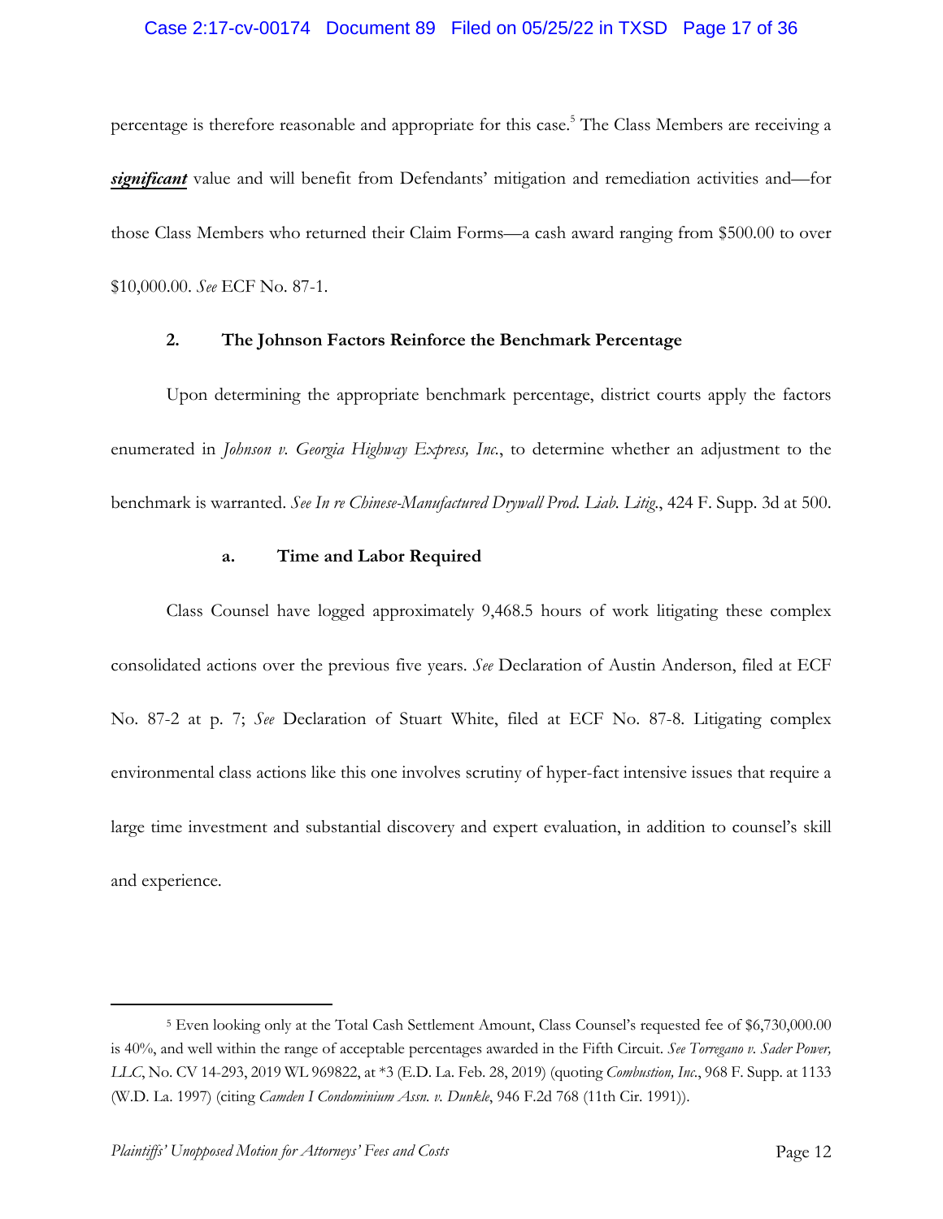percentage is therefore reasonable and appropriate for this case.[5] The Class Members are receiving a ***significant*** value and will benefit from Defendants' mitigation and remediation activities and—for those Class Members who returned their Claim Forms—a cash award ranging from $500.00 to over $10,000.00. *See* ECF No. 87-1.

### 2. The Johnson Factors Reinforce the Benchmark Percentage

Upon determining the appropriate benchmark percentage, district courts apply the factors enumerated in *Johnson v. Georgia Highway Express, Inc.*, to determine whether an adjustment to the benchmark is warranted. *See In re Chinese-Manufactured Drywall Prod. Liab. Litig.*, 424 F. Supp. 3d at 500.

#### a. Time and Labor Required

Class Counsel have logged approximately 9,468.5 hours of work litigating these complex consolidated actions over the previous five years. *See* Declaration of Austin Anderson, filed at ECF No. 87-2 at p. 7; *See* Declaration of Stuart White, filed at ECF No. 87-8. Litigating complex environmental class actions like this one involves scrutiny of hyper-fact intensive issues that require a large time investment and substantial discovery and expert evaluation, in addition to counsel's skill and experience.

---

[5] Even looking only at the Total Cash Settlement Amount, Class Counsel's requested fee of $6,730,000.00 is 40%, and well within the range of acceptable percentages awarded in the Fifth Circuit. *See Torregano v. Sader Power, LLC*, No. CV 14-293, 2019 WL 969822, at *3 (E.D. La. Feb. 28, 2019) (quoting *Combustion, Inc.*, 968 F. Supp. at 1133 (W.D. La. 1997) (citing *Camden I Condominium Assn. v. Dunkle*, 946 F.2d 768 (11th Cir. 1991)).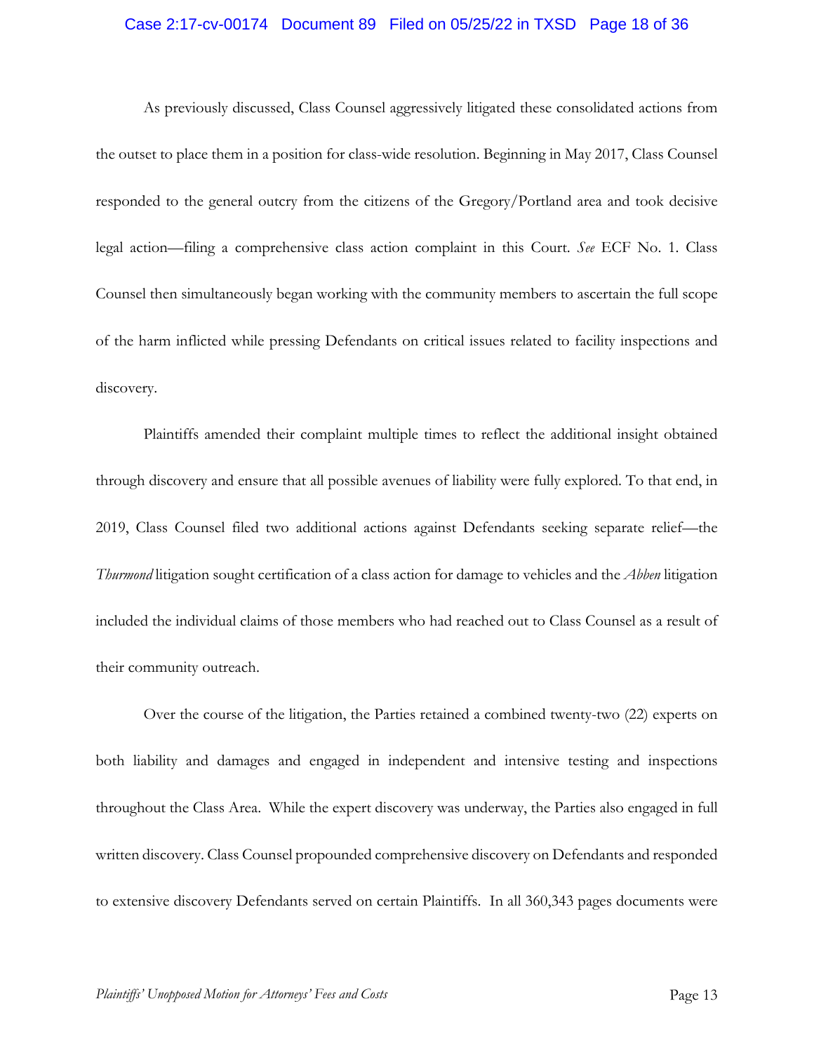As previously discussed, Class Counsel aggressively litigated these consolidated actions from the outset to place them in a position for class-wide resolution. Beginning in May 2017, Class Counsel responded to the general outcry from the citizens of the Gregory/Portland area and took decisive legal action—filing a comprehensive class action complaint in this Court. *See* ECF No. 1. Class Counsel then simultaneously began working with the community members to ascertain the full scope of the harm inflicted while pressing Defendants on critical issues related to facility inspections and discovery.

Plaintiffs amended their complaint multiple times to reflect the additional insight obtained through discovery and ensure that all possible avenues of liability were fully explored. To that end, in 2019, Class Counsel filed two additional actions against Defendants seeking separate relief—the *Thurmond* litigation sought certification of a class action for damage to vehicles and the *Abben* litigation included the individual claims of those members who had reached out to Class Counsel as a result of their community outreach.

Over the course of the litigation, the Parties retained a combined twenty-two (22) experts on both liability and damages and engaged in independent and intensive testing and inspections throughout the Class Area. While the expert discovery was underway, the Parties also engaged in full written discovery. Class Counsel propounded comprehensive discovery on Defendants and responded to extensive discovery Defendants served on certain Plaintiffs. In all 360,343 pages documents were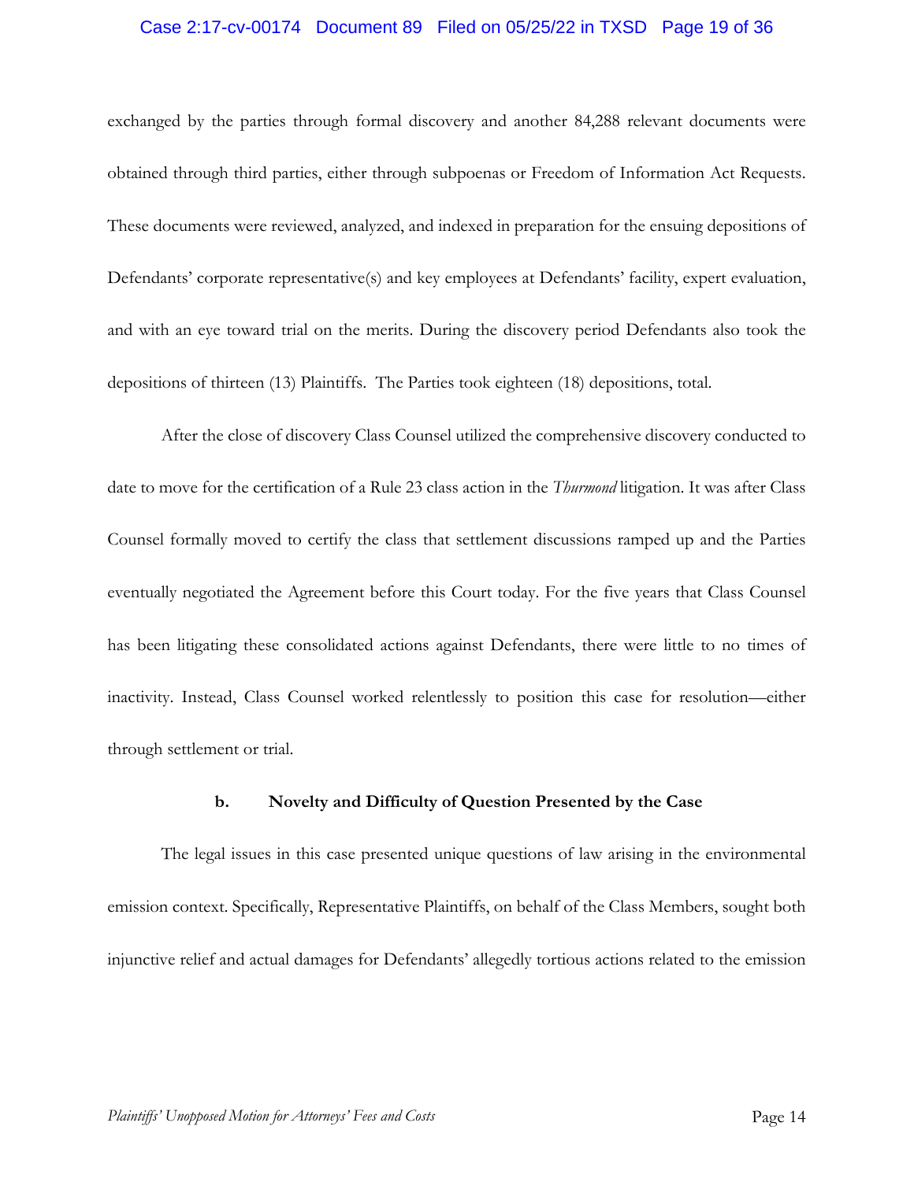exchanged by the parties through formal discovery and another 84,288 relevant documents were obtained through third parties, either through subpoenas or Freedom of Information Act Requests. These documents were reviewed, analyzed, and indexed in preparation for the ensuing depositions of Defendants' corporate representative(s) and key employees at Defendants' facility, expert evaluation, and with an eye toward trial on the merits. During the discovery period Defendants also took the depositions of thirteen (13) Plaintiffs. The Parties took eighteen (18) depositions, total.

After the close of discovery Class Counsel utilized the comprehensive discovery conducted to date to move for the certification of a Rule 23 class action in the *Thurmond* litigation. It was after Class Counsel formally moved to certify the class that settlement discussions ramped up and the Parties eventually negotiated the Agreement before this Court today. For the five years that Class Counsel has been litigating these consolidated actions against Defendants, there were little to no times of inactivity. Instead, Class Counsel worked relentlessly to position this case for resolution—either through settlement or trial.

**b. Novelty and Difficulty of Question Presented by the Case**

The legal issues in this case presented unique questions of law arising in the environmental emission context. Specifically, Representative Plaintiffs, on behalf of the Class Members, sought both injunctive relief and actual damages for Defendants' allegedly tortious actions related to the emission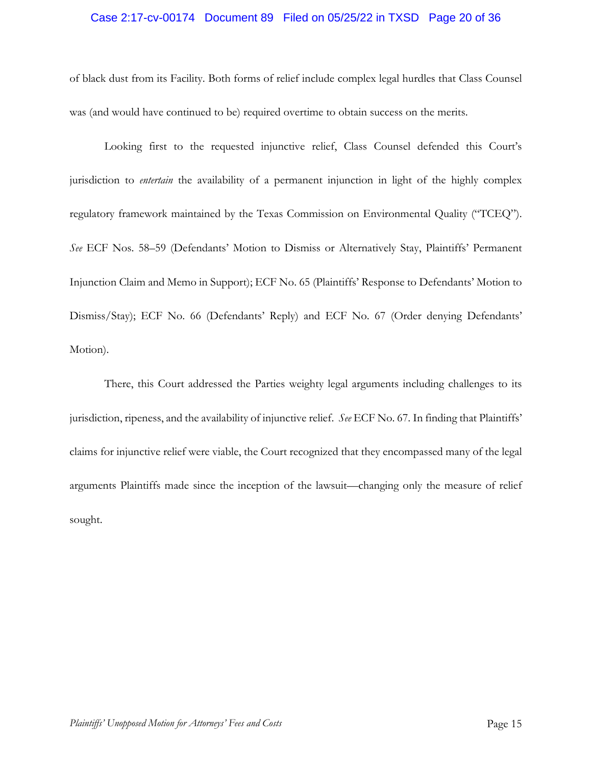of black dust from its Facility. Both forms of relief include complex legal hurdles that Class Counsel was (and would have continued to be) required overtime to obtain success on the merits.

Looking first to the requested injunctive relief, Class Counsel defended this Court's jurisdiction to *entertain* the availability of a permanent injunction in light of the highly complex regulatory framework maintained by the Texas Commission on Environmental Quality ("TCEQ"). *See* ECF Nos. 58–59 (Defendants' Motion to Dismiss or Alternatively Stay, Plaintiffs' Permanent Injunction Claim and Memo in Support); ECF No. 65 (Plaintiffs' Response to Defendants' Motion to Dismiss/Stay); ECF No. 66 (Defendants' Reply) and ECF No. 67 (Order denying Defendants' Motion).

There, this Court addressed the Parties weighty legal arguments including challenges to its jurisdiction, ripeness, and the availability of injunctive relief. *See* ECF No. 67. In finding that Plaintiffs' claims for injunctive relief were viable, the Court recognized that they encompassed many of the legal arguments Plaintiffs made since the inception of the lawsuit—changing only the measure of relief sought.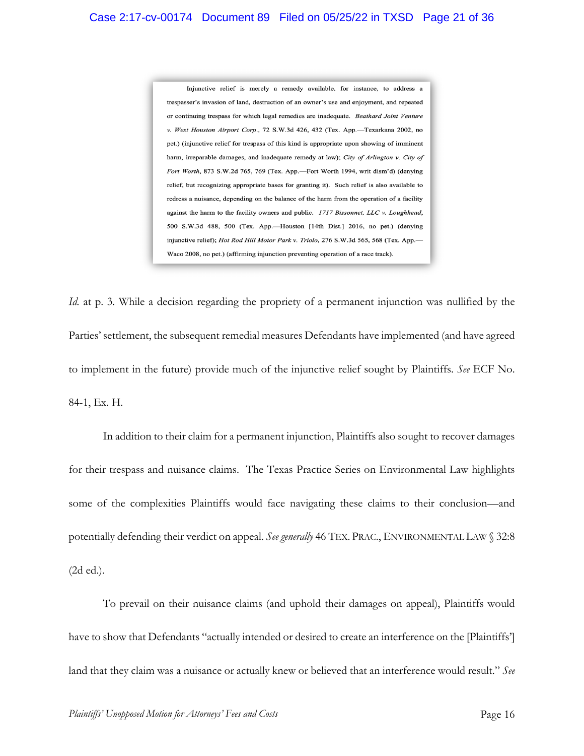> Injunctive relief is merely a remedy available, for instance, to address a trespasser's invasion of land, destruction of an owner's use and enjoyment, and repeated or continuing trespass for which legal remedies are inadequate. *Beathard Joint Venture v. West Houston Airport Corp.*, 72 S.W.3d 426, 432 (Tex. App.—Texarkana 2002, no pet.) (injunctive relief for trespass of this kind is appropriate upon showing of imminent harm, irreparable damages, and inadequate remedy at law); *City of Arlington v. City of Fort Worth*, 873 S.W.2d 765, 769 (Tex. App.—Fort Worth 1994, writ dism'd) (denying relief, but recognizing appropriate bases for granting it). Such relief is also available to redress a nuisance, depending on the balance of the harm from the operation of a facility against the harm to the facility owners and public. *1717 Bissonnet, LLC v. Loughhead*, 500 S.W.3d 488, 500 (Tex. App.—Houston [14th Dist.] 2016, no pet.) (denying injunctive relief); *Hot Rod Hill Motor Park v. Triolo*, 276 S.W.3d 565, 568 (Tex. App.—Waco 2008, no pet.) (affirming injunction preventing operation of a race track).

*Id.* at p. 3. While a decision regarding the propriety of a permanent injunction was nullified by the Parties' settlement, the subsequent remedial measures Defendants have implemented (and have agreed to implement in the future) provide much of the injunctive relief sought by Plaintiffs. *See* ECF No. 84-1, Ex. H.

In addition to their claim for a permanent injunction, Plaintiffs also sought to recover damages for their trespass and nuisance claims. The Texas Practice Series on Environmental Law highlights some of the complexities Plaintiffs would face navigating these claims to their conclusion—and potentially defending their verdict on appeal. *See generally* 46 TEX. PRAC., ENVIRONMENTAL LAW § 32:8 (2d ed.).

To prevail on their nuisance claims (and uphold their damages on appeal), Plaintiffs would have to show that Defendants "actually intended or desired to create an interference on the [Plaintiffs'] land that they claim was a nuisance or actually knew or believed that an interference would result." *See*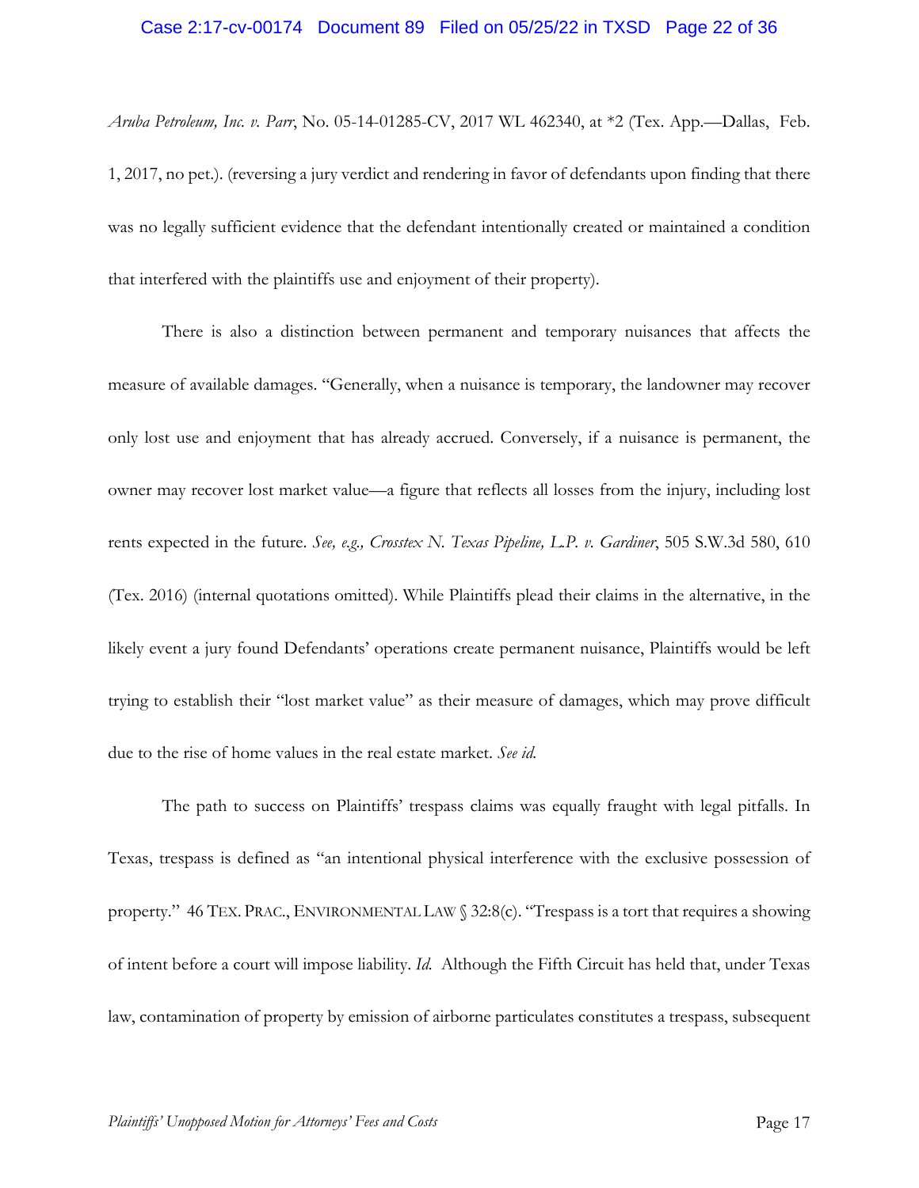*Aruba Petroleum, Inc. v. Parr*, No. 05-14-01285-CV, 2017 WL 462340, at *2 (Tex. App.—Dallas, Feb. 1, 2017, no pet.). (reversing a jury verdict and rendering in favor of defendants upon finding that there was no legally sufficient evidence that the defendant intentionally created or maintained a condition that interfered with the plaintiffs use and enjoyment of their property).

There is also a distinction between permanent and temporary nuisances that affects the measure of available damages. "Generally, when a nuisance is temporary, the landowner may recover only lost use and enjoyment that has already accrued. Conversely, if a nuisance is permanent, the owner may recover lost market value—a figure that reflects all losses from the injury, including lost rents expected in the future. *See, e.g., Crosstex N. Texas Pipeline, L.P. v. Gardiner*, 505 S.W.3d 580, 610 (Tex. 2016) (internal quotations omitted). While Plaintiffs plead their claims in the alternative, in the likely event a jury found Defendants' operations create permanent nuisance, Plaintiffs would be left trying to establish their "lost market value" as their measure of damages, which may prove difficult due to the rise of home values in the real estate market. *See id.*

The path to success on Plaintiffs' trespass claims was equally fraught with legal pitfalls. In Texas, trespass is defined as "an intentional physical interference with the exclusive possession of property." 46 TEX. PRAC., ENVIRONMENTAL LAW § 32:8(c). "Trespass is a tort that requires a showing of intent before a court will impose liability. *Id.* Although the Fifth Circuit has held that, under Texas law, contamination of property by emission of airborne particulates constitutes a trespass, subsequent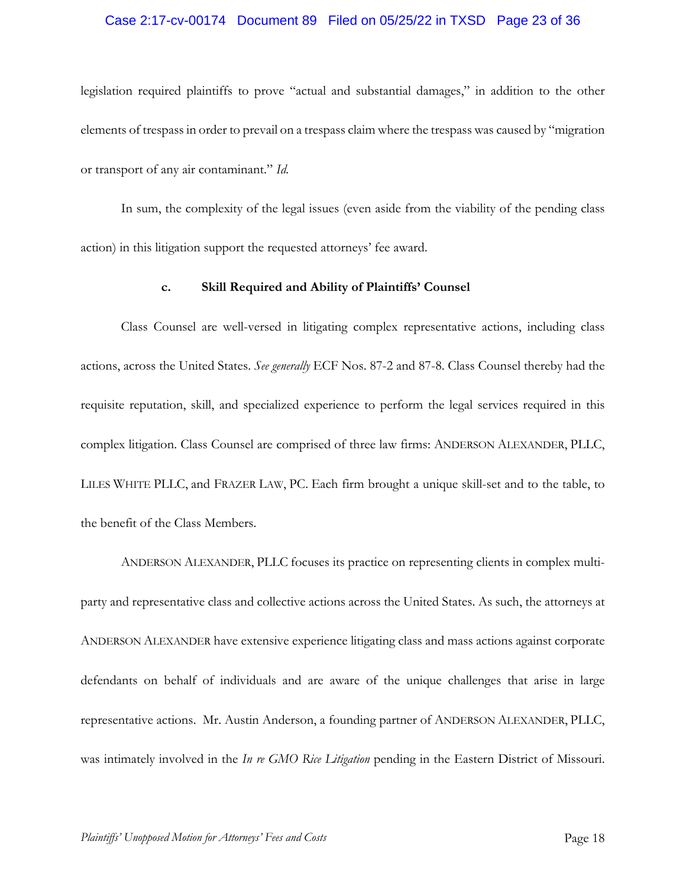legislation required plaintiffs to prove "actual and substantial damages," in addition to the other elements of trespass in order to prevail on a trespass claim where the trespass was caused by "migration or transport of any air contaminant." *Id.*

In sum, the complexity of the legal issues (even aside from the viability of the pending class action) in this litigation support the requested attorneys' fee award.

**c. Skill Required and Ability of Plaintiffs' Counsel**

Class Counsel are well-versed in litigating complex representative actions, including class actions, across the United States. *See generally* ECF Nos. 87-2 and 87-8. Class Counsel thereby had the requisite reputation, skill, and specialized experience to perform the legal services required in this complex litigation. Class Counsel are comprised of three law firms: ANDERSON ALEXANDER, PLLC, LILES WHITE PLLC, and FRAZER LAW, PC. Each firm brought a unique skill-set and to the table, to the benefit of the Class Members.

ANDERSON ALEXANDER, PLLC focuses its practice on representing clients in complex multi-party and representative class and collective actions across the United States. As such, the attorneys at ANDERSON ALEXANDER have extensive experience litigating class and mass actions against corporate defendants on behalf of individuals and are aware of the unique challenges that arise in large representative actions. Mr. Austin Anderson, a founding partner of ANDERSON ALEXANDER, PLLC, was intimately involved in the *In re GMO Rice Litigation* pending in the Eastern District of Missouri.

*Plaintiffs' Unopposed Motion for Attorneys' Fees and Costs*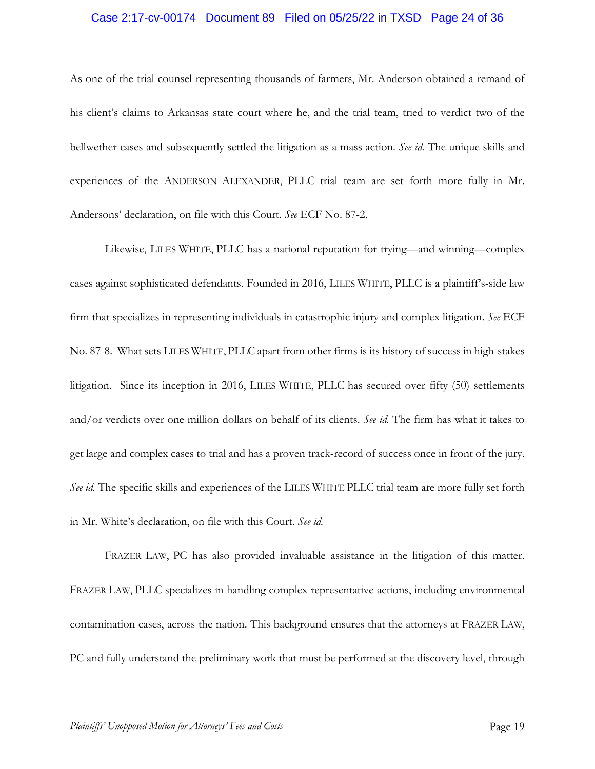As one of the trial counsel representing thousands of farmers, Mr. Anderson obtained a remand of his client's claims to Arkansas state court where he, and the trial team, tried to verdict two of the bellwether cases and subsequently settled the litigation as a mass action. *See id.* The unique skills and experiences of the ANDERSON ALEXANDER, PLLC trial team are set forth more fully in Mr. Andersons' declaration, on file with this Court. *See* ECF No. 87-2.

Likewise, LILES WHITE, PLLC has a national reputation for trying—and winning—complex cases against sophisticated defendants. Founded in 2016, LILES WHITE, PLLC is a plaintiff's-side law firm that specializes in representing individuals in catastrophic injury and complex litigation. *See* ECF No. 87-8. What sets LILES WHITE, PLLC apart from other firms is its history of success in high-stakes litigation. Since its inception in 2016, LILES WHITE, PLLC has secured over fifty (50) settlements and/or verdicts over one million dollars on behalf of its clients. *See id.* The firm has what it takes to get large and complex cases to trial and has a proven track-record of success once in front of the jury. *See id.* The specific skills and experiences of the LILES WHITE PLLC trial team are more fully set forth in Mr. White's declaration, on file with this Court. *See id.*

FRAZER LAW, PC has also provided invaluable assistance in the litigation of this matter. FRAZER LAW, PLLC specializes in handling complex representative actions, including environmental contamination cases, across the nation. This background ensures that the attorneys at FRAZER LAW, PC and fully understand the preliminary work that must be performed at the discovery level, through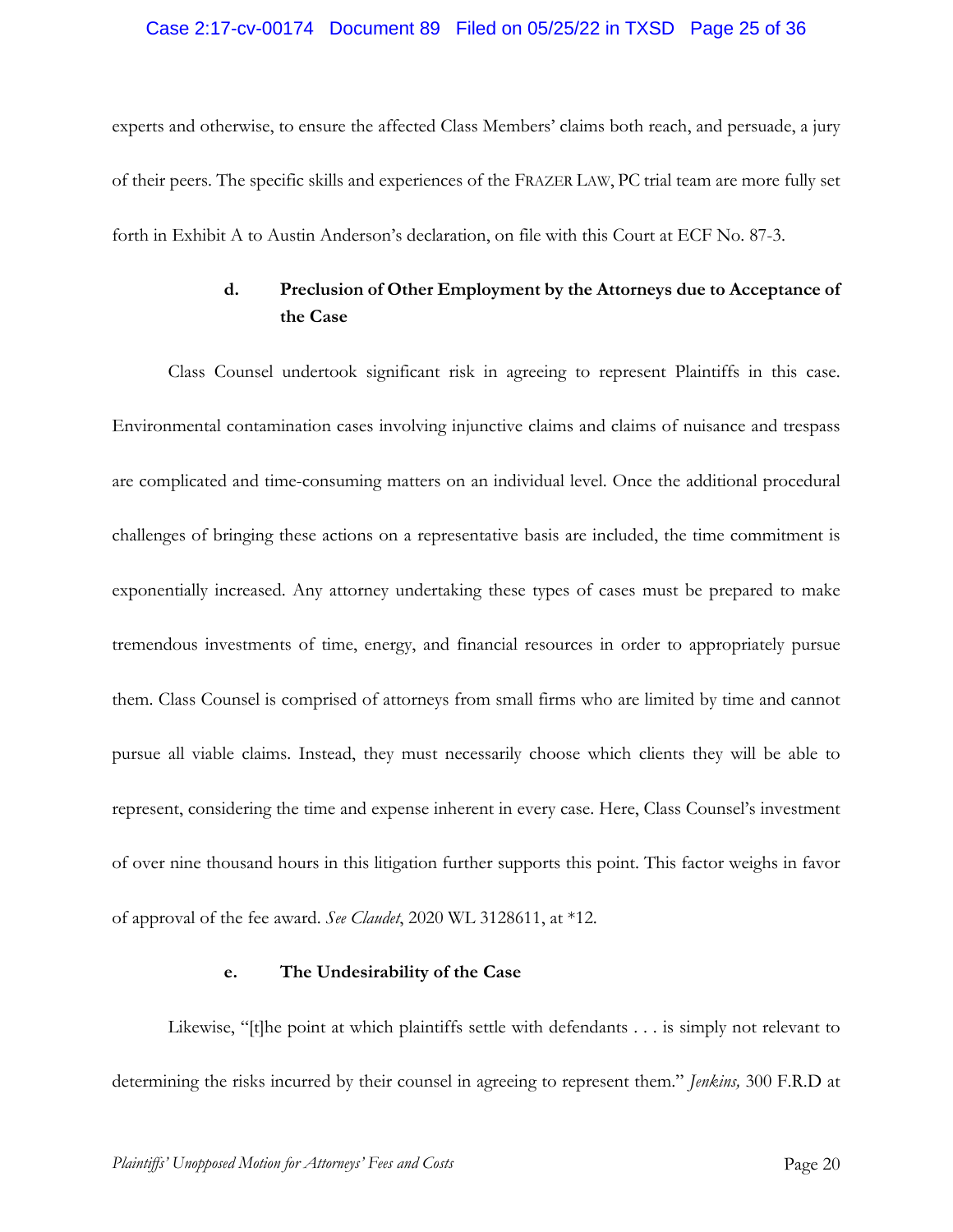experts and otherwise, to ensure the affected Class Members' claims both reach, and persuade, a jury of their peers. The specific skills and experiences of the FRAZER LAW, PC trial team are more fully set forth in Exhibit A to Austin Anderson's declaration, on file with this Court at ECF No. 87-3.

#### d. Preclusion of Other Employment by the Attorneys due to Acceptance of the Case

Class Counsel undertook significant risk in agreeing to represent Plaintiffs in this case. Environmental contamination cases involving injunctive claims and claims of nuisance and trespass are complicated and time-consuming matters on an individual level. Once the additional procedural challenges of bringing these actions on a representative basis are included, the time commitment is exponentially increased. Any attorney undertaking these types of cases must be prepared to make tremendous investments of time, energy, and financial resources in order to appropriately pursue them. Class Counsel is comprised of attorneys from small firms who are limited by time and cannot pursue all viable claims. Instead, they must necessarily choose which clients they will be able to represent, considering the time and expense inherent in every case. Here, Class Counsel's investment of over nine thousand hours in this litigation further supports this point. This factor weighs in favor of approval of the fee award. *See Claudet*, 2020 WL 3128611, at *12.

#### e. The Undesirability of the Case

Likewise, "[t]he point at which plaintiffs settle with defendants . . . is simply not relevant to determining the risks incurred by their counsel in agreeing to represent them." *Jenkins,* 300 F.R.D at

*Plaintiffs' Unopposed Motion for Attorneys' Fees and Costs*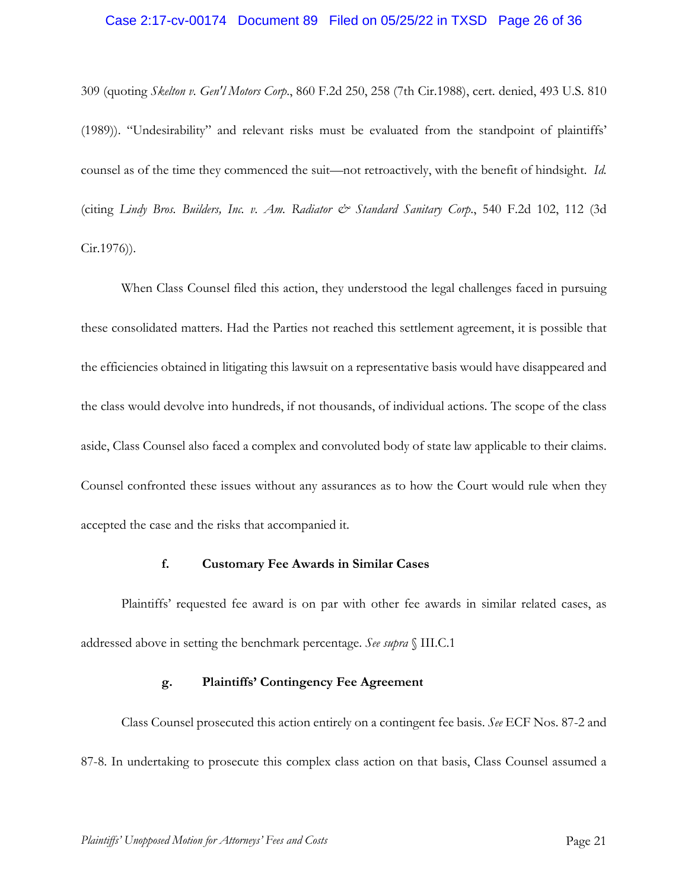309 (quoting *Skelton v. Gen'l Motors Corp.*, 860 F.2d 250, 258 (7th Cir.1988), cert. denied, 493 U.S. 810 (1989)). "Undesirability" and relevant risks must be evaluated from the standpoint of plaintiffs' counsel as of the time they commenced the suit—not retroactively, with the benefit of hindsight. *Id.* (citing *Lindy Bros. Builders, Inc. v. Am. Radiator & Standard Sanitary Corp.*, 540 F.2d 102, 112 (3d Cir.1976)).

When Class Counsel filed this action, they understood the legal challenges faced in pursuing these consolidated matters. Had the Parties not reached this settlement agreement, it is possible that the efficiencies obtained in litigating this lawsuit on a representative basis would have disappeared and the class would devolve into hundreds, if not thousands, of individual actions. The scope of the class aside, Class Counsel also faced a complex and convoluted body of state law applicable to their claims. Counsel confronted these issues without any assurances as to how the Court would rule when they accepted the case and the risks that accompanied it.

#### f. Customary Fee Awards in Similar Cases

Plaintiffs' requested fee award is on par with other fee awards in similar related cases, as addressed above in setting the benchmark percentage. *See supra* § III.C.1

#### g. Plaintiffs' Contingency Fee Agreement

Class Counsel prosecuted this action entirely on a contingent fee basis. *See* ECF Nos. 87-2 and 87-8. In undertaking to prosecute this complex class action on that basis, Class Counsel assumed a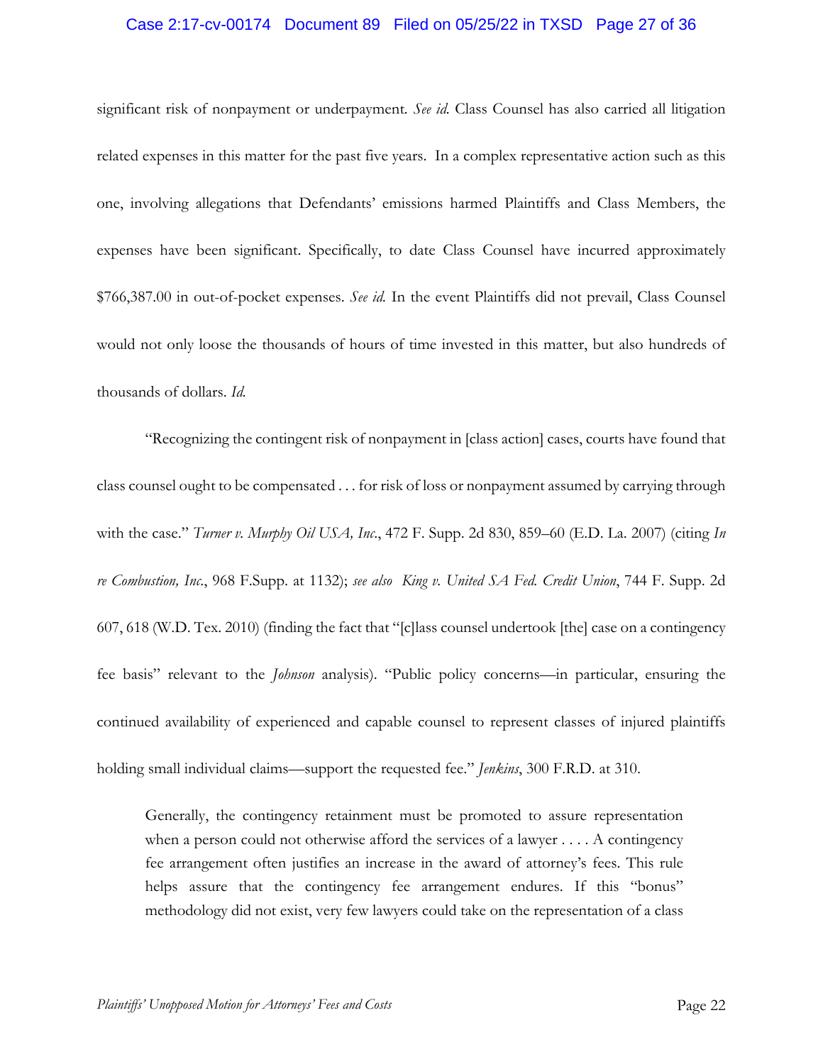significant risk of nonpayment or underpayment. *See id.* Class Counsel has also carried all litigation related expenses in this matter for the past five years. In a complex representative action such as this one, involving allegations that Defendants' emissions harmed Plaintiffs and Class Members, the expenses have been significant. Specifically, to date Class Counsel have incurred approximately $766,387.00 in out-of-pocket expenses. *See id.* In the event Plaintiffs did not prevail, Class Counsel would not only loose the thousands of hours of time invested in this matter, but also hundreds of thousands of dollars. *Id.*

"Recognizing the contingent risk of nonpayment in [class action] cases, courts have found that class counsel ought to be compensated . . . for risk of loss or nonpayment assumed by carrying through with the case." *Turner v. Murphy Oil USA, Inc.*, 472 F. Supp. 2d 830, 859–60 (E.D. La. 2007) (citing *In re Combustion, Inc.*, 968 F.Supp. at 1132); *see also King v. United SA Fed. Credit Union*, 744 F. Supp. 2d 607, 618 (W.D. Tex. 2010) (finding the fact that "[c]lass counsel undertook [the] case on a contingency fee basis" relevant to the *Johnson* analysis). "Public policy concerns—in particular, ensuring the continued availability of experienced and capable counsel to represent classes of injured plaintiffs holding small individual claims—support the requested fee." *Jenkins*, 300 F.R.D. at 310.

> Generally, the contingency retainment must be promoted to assure representation when a person could not otherwise afford the services of a lawyer . . . . A contingency fee arrangement often justifies an increase in the award of attorney's fees. This rule helps assure that the contingency fee arrangement endures. If this "bonus" methodology did not exist, very few lawyers could take on the representation of a class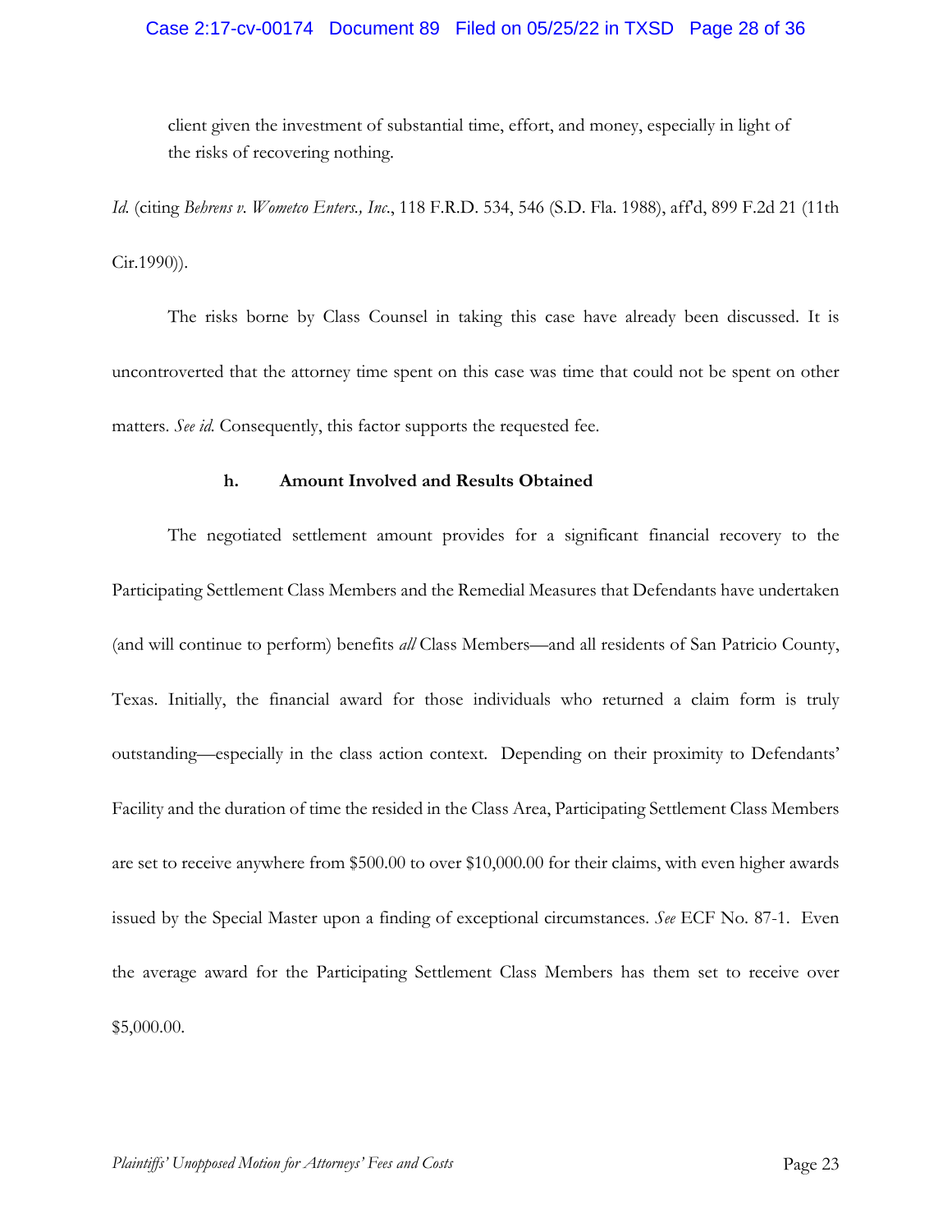> client given the investment of substantial time, effort, and money, especially in light of the risks of recovering nothing.

*Id.* (citing *Behrens v. Wometco Enters., Inc.*, 118 F.R.D. 534, 546 (S.D. Fla. 1988), aff'd, 899 F.2d 21 (11th Cir.1990)).

The risks borne by Class Counsel in taking this case have already been discussed. It is uncontroverted that the attorney time spent on this case was time that could not be spent on other matters. *See id.* Consequently, this factor supports the requested fee.

**h. Amount Involved and Results Obtained**

The negotiated settlement amount provides for a significant financial recovery to the Participating Settlement Class Members and the Remedial Measures that Defendants have undertaken (and will continue to perform) benefits *all* Class Members—and all residents of San Patricio County, Texas. Initially, the financial award for those individuals who returned a claim form is truly outstanding—especially in the class action context. Depending on their proximity to Defendants' Facility and the duration of time the resided in the Class Area, Participating Settlement Class Members are set to receive anywhere from $500.00 to over $10,000.00 for their claims, with even higher awards issued by the Special Master upon a finding of exceptional circumstances. *See* ECF No. 87-1. Even the average award for the Participating Settlement Class Members has them set to receive over $5,000.00.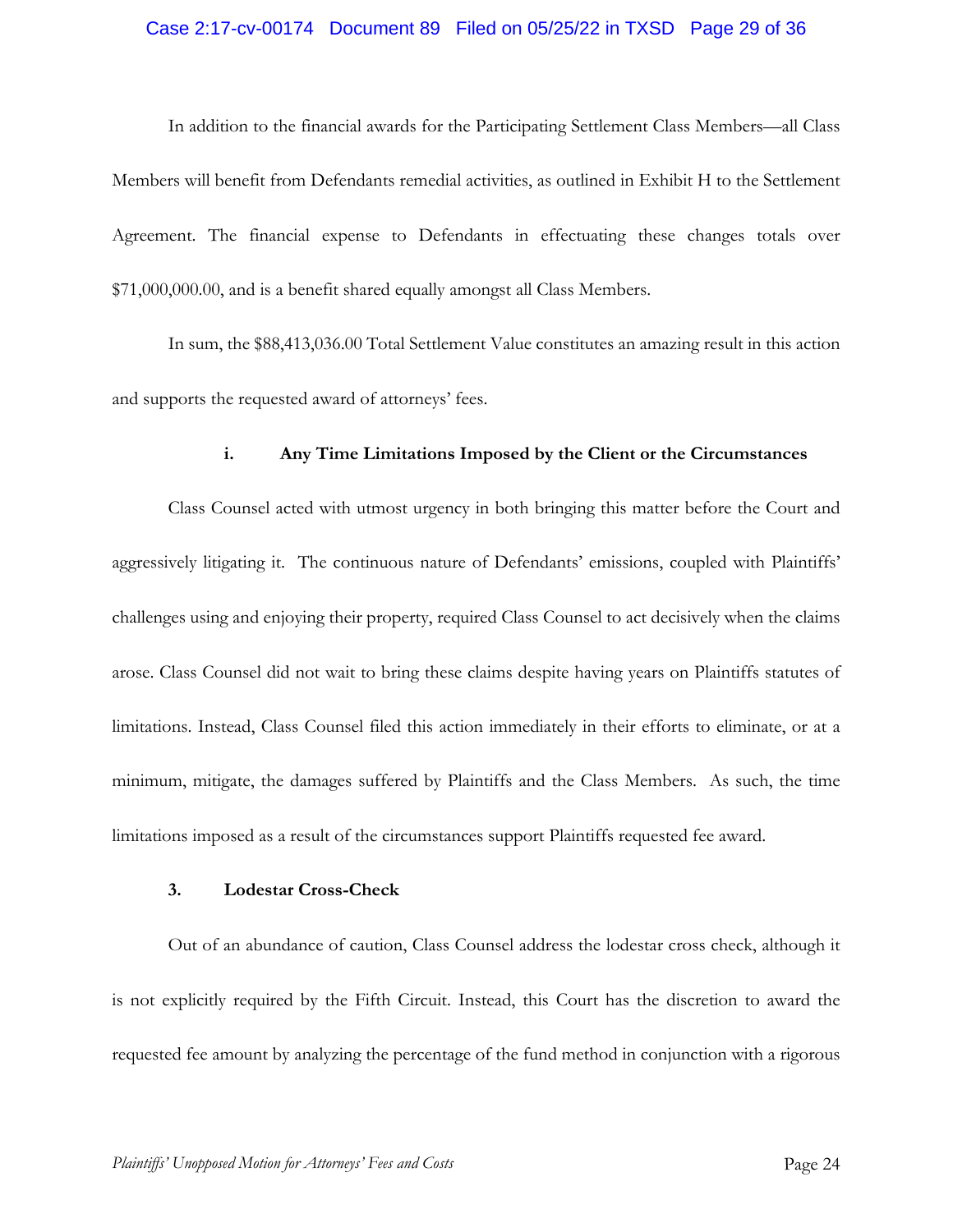In addition to the financial awards for the Participating Settlement Class Members—all Class Members will benefit from Defendants remedial activities, as outlined in Exhibit H to the Settlement Agreement. The financial expense to Defendants in effectuating these changes totals over $71,000,000.00, and is a benefit shared equally amongst all Class Members.

In sum, the $88,413,036.00 Total Settlement Value constitutes an amazing result in this action and supports the requested award of attorneys' fees.

**i. Any Time Limitations Imposed by the Client or the Circumstances**

Class Counsel acted with utmost urgency in both bringing this matter before the Court and aggressively litigating it. The continuous nature of Defendants' emissions, coupled with Plaintiffs' challenges using and enjoying their property, required Class Counsel to act decisively when the claims arose. Class Counsel did not wait to bring these claims despite having years on Plaintiffs statutes of limitations. Instead, Class Counsel filed this action immediately in their efforts to eliminate, or at a minimum, mitigate, the damages suffered by Plaintiffs and the Class Members. As such, the time limitations imposed as a result of the circumstances support Plaintiffs requested fee award.

**3. Lodestar Cross-Check**

Out of an abundance of caution, Class Counsel address the lodestar cross check, although it is not explicitly required by the Fifth Circuit. Instead, this Court has the discretion to award the requested fee amount by analyzing the percentage of the fund method in conjunction with a rigorous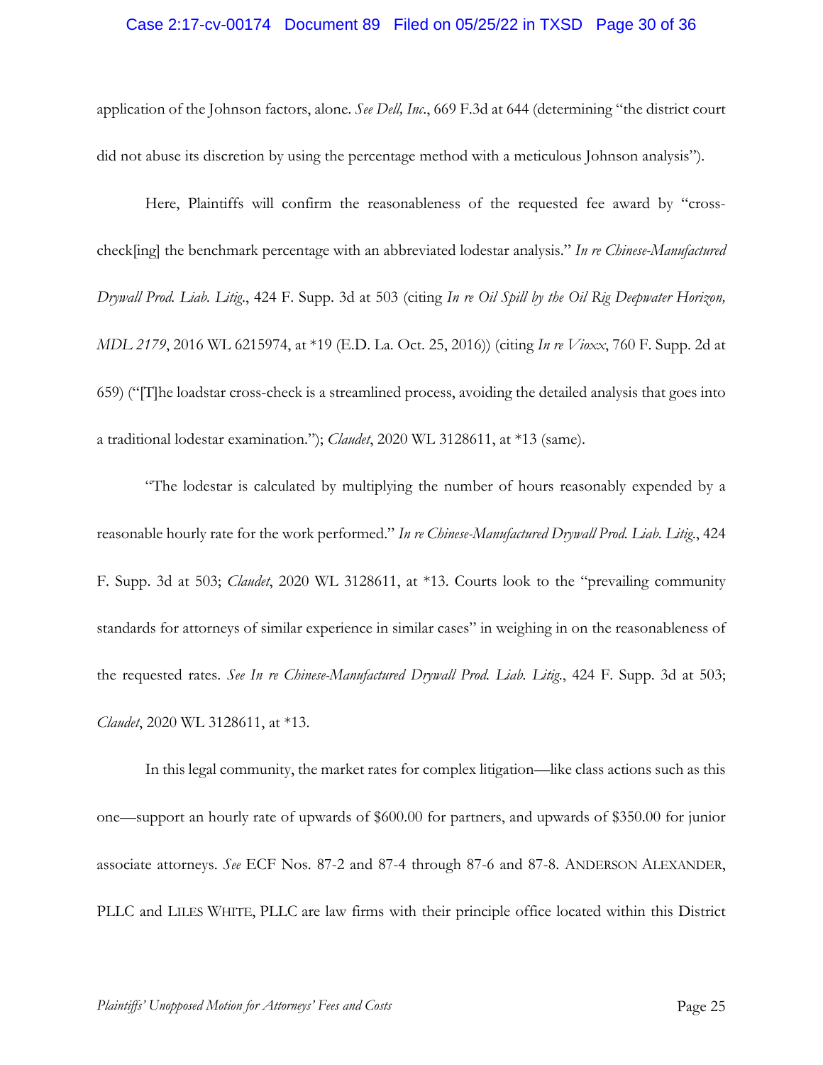application of the Johnson factors, alone. *See Dell, Inc.*, 669 F.3d at 644 (determining "the district court did not abuse its discretion by using the percentage method with a meticulous Johnson analysis").

Here, Plaintiffs will confirm the reasonableness of the requested fee award by "cross-check[ing] the benchmark percentage with an abbreviated lodestar analysis." *In re Chinese-Manufactured Drywall Prod. Liab. Litig.*, 424 F. Supp. 3d at 503 (citing *In re Oil Spill by the Oil Rig Deepwater Horizon, MDL 2179*, 2016 WL 6215974, at *19 (E.D. La. Oct. 25, 2016)) (citing *In re Vioxx*, 760 F. Supp. 2d at 659) ("[T]he loadstar cross-check is a streamlined process, avoiding the detailed analysis that goes into a traditional lodestar examination."); *Claudet*, 2020 WL 3128611, at *13 (same).

"The lodestar is calculated by multiplying the number of hours reasonably expended by a reasonable hourly rate for the work performed." *In re Chinese-Manufactured Drywall Prod. Liab. Litig.*, 424 F. Supp. 3d at 503; *Claudet*, 2020 WL 3128611, at *13. Courts look to the "prevailing community standards for attorneys of similar experience in similar cases" in weighing in on the reasonableness of the requested rates. *See In re Chinese-Manufactured Drywall Prod. Liab. Litig.*, 424 F. Supp. 3d at 503; *Claudet*, 2020 WL 3128611, at *13.

In this legal community, the market rates for complex litigation—like class actions such as this one—support an hourly rate of upwards of $600.00 for partners, and upwards of $350.00 for junior associate attorneys. *See* ECF Nos. 87-2 and 87-4 through 87-6 and 87-8. ANDERSON ALEXANDER, PLLC and LILES WHITE, PLLC are law firms with their principle office located within this District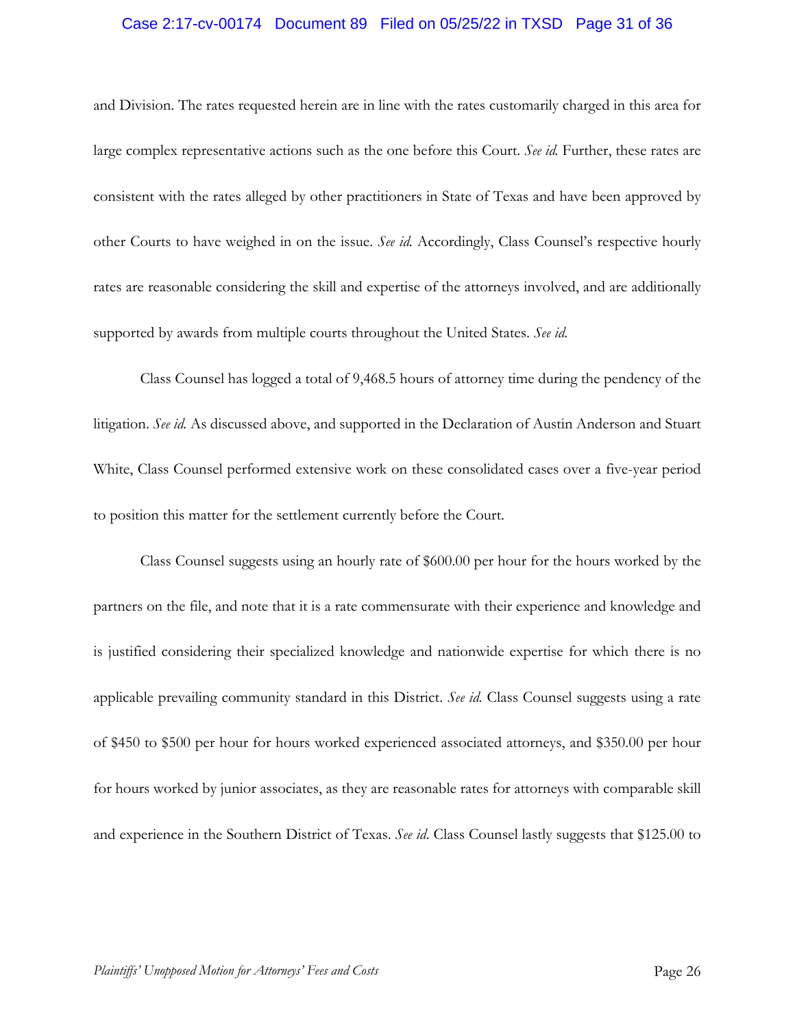and Division. The rates requested herein are in line with the rates customarily charged in this area for large complex representative actions such as the one before this Court. *See id.* Further, these rates are consistent with the rates alleged by other practitioners in State of Texas and have been approved by other Courts to have weighed in on the issue. *See id.* Accordingly, Class Counsel's respective hourly rates are reasonable considering the skill and expertise of the attorneys involved, and are additionally supported by awards from multiple courts throughout the United States. *See id.*

Class Counsel has logged a total of 9,468.5 hours of attorney time during the pendency of the litigation. *See id.* As discussed above, and supported in the Declaration of Austin Anderson and Stuart White, Class Counsel performed extensive work on these consolidated cases over a five-year period to position this matter for the settlement currently before the Court.

Class Counsel suggests using an hourly rate of $600.00 per hour for the hours worked by the partners on the file, and note that it is a rate commensurate with their experience and knowledge and is justified considering their specialized knowledge and nationwide expertise for which there is no applicable prevailing community standard in this District. *See id.* Class Counsel suggests using a rate of $450 to $500 per hour for hours worked experienced associated attorneys, and $350.00 per hour for hours worked by junior associates, as they are reasonable rates for attorneys with comparable skill and experience in the Southern District of Texas. *See id.* Class Counsel lastly suggests that $125.00 to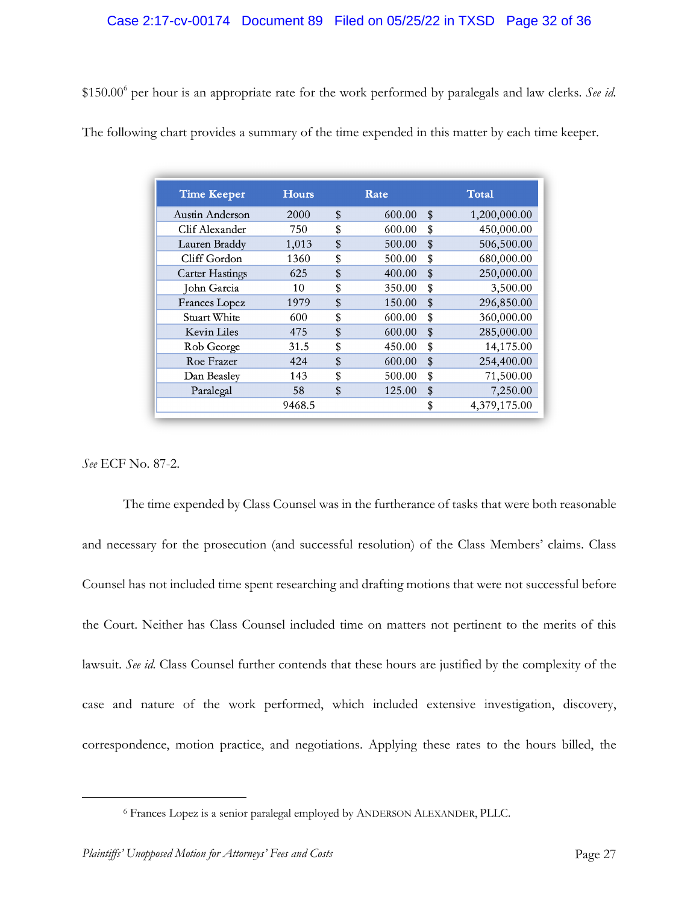$150.00[6] per hour is an appropriate rate for the work performed by paralegals and law clerks. *See id.* The following chart provides a summary of the time expended in this matter by each time keeper.

| Time Keeper | Hours | Rate | Total |
|---|---|---|---|
| Austin Anderson | 2000 | $ 600.00 | $ 1,200,000.00 |
| Clif Alexander | 750 | $ 600.00 | $ 450,000.00 |
| Lauren Braddy | 1,013 | $ 500.00 | $ 506,500.00 |
| Cliff Gordon | 1360 | $ 500.00 | $ 680,000.00 |
| Carter Hastings | 625 | $ 400.00 | $ 250,000.00 |
| John Garcia | 10 | $ 350.00 | $ 3,500.00 |
| Frances Lopez | 1979 | $ 150.00 | $ 296,850.00 |
| Stuart White | 600 | $ 600.00 | $ 360,000.00 |
| Kevin Liles | 475 | $ 600.00 | $ 285,000.00 |
| Rob George | 31.5 | $ 450.00 | $ 14,175.00 |
| Roe Frazer | 424 | $ 600.00 | $ 254,400.00 |
| Dan Beasley | 143 | $ 500.00 | $ 71,500.00 |
| Paralegal | 58 | $ 125.00 | $ 7,250.00 |
| | 9468.5 | | $ 4,379,175.00 |

*See* ECF No. 87-2.

The time expended by Class Counsel was in the furtherance of tasks that were both reasonable and necessary for the prosecution (and successful resolution) of the Class Members' claims. Class Counsel has not included time spent researching and drafting motions that were not successful before the Court. Neither has Class Counsel included time on matters not pertinent to the merits of this lawsuit. *See id.* Class Counsel further contends that these hours are justified by the complexity of the case and nature of the work performed, which included extensive investigation, discovery, correspondence, motion practice, and negotiations. Applying these rates to the hours billed, the

[6] Frances Lopez is a senior paralegal employed by ANDERSON ALEXANDER, PLLC.

*Plaintiffs' Unopposed Motion for Attorneys' Fees and Costs*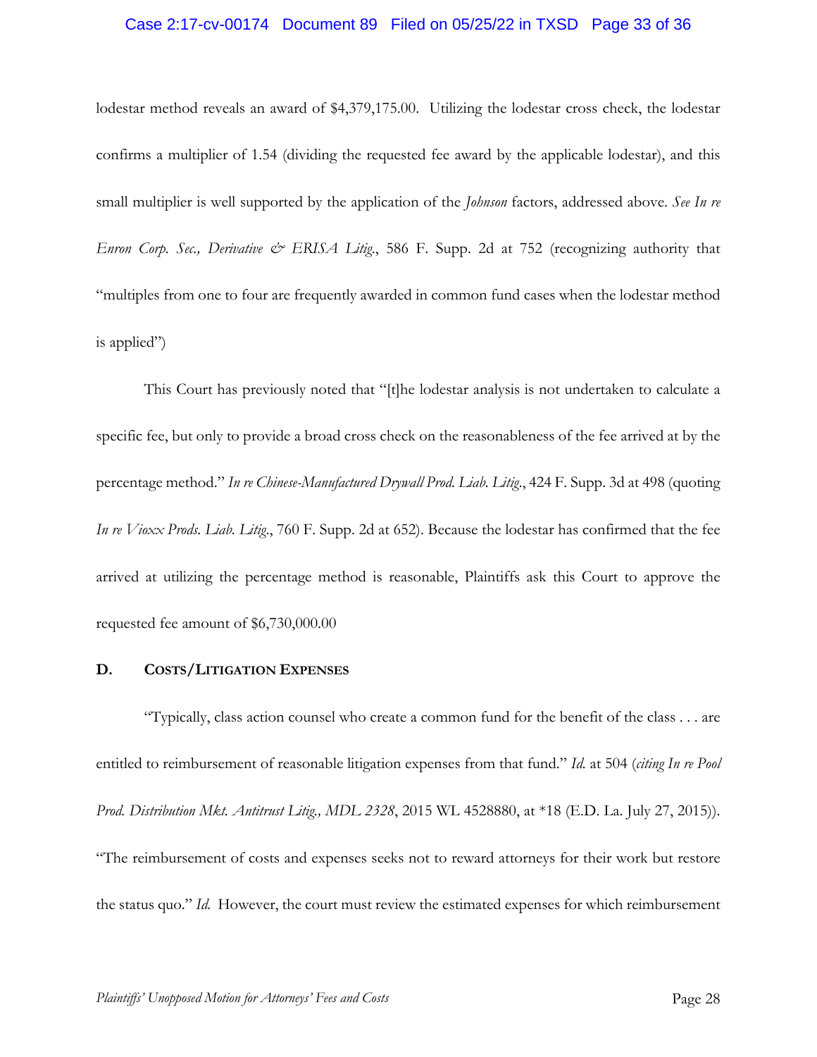lodestar method reveals an award of $4,379,175.00. Utilizing the lodestar cross check, the lodestar confirms a multiplier of 1.54 (dividing the requested fee award by the applicable lodestar), and this small multiplier is well supported by the application of the *Johnson* factors, addressed above. *See In re Enron Corp. Sec., Derivative & ERISA Litig.*, 586 F. Supp. 2d at 752 (recognizing authority that "multiples from one to four are frequently awarded in common fund cases when the lodestar method is applied")

This Court has previously noted that "[t]he lodestar analysis is not undertaken to calculate a specific fee, but only to provide a broad cross check on the reasonableness of the fee arrived at by the percentage method." *In re Chinese-Manufactured Drywall Prod. Liab. Litig.*, 424 F. Supp. 3d at 498 (quoting *In re Vioxx Prods. Liab. Litig.*, 760 F. Supp. 2d at 652). Because the lodestar has confirmed that the fee arrived at utilizing the percentage method is reasonable, Plaintiffs ask this Court to approve the requested fee amount of $6,730,000.00

## D. COSTS/LITIGATION EXPENSES

"Typically, class action counsel who create a common fund for the benefit of the class . . . are entitled to reimbursement of reasonable litigation expenses from that fund." *Id.* at 504 (*citing In re Pool Prod. Distribution Mkt. Antitrust Litig., MDL 2328*, 2015 WL 4528880, at *18 (E.D. La. July 27, 2015)). "The reimbursement of costs and expenses seeks not to reward attorneys for their work but restore the status quo." *Id.* However, the court must review the estimated expenses for which reimbursement

*Plaintiffs' Unopposed Motion for Attorneys' Fees and Costs*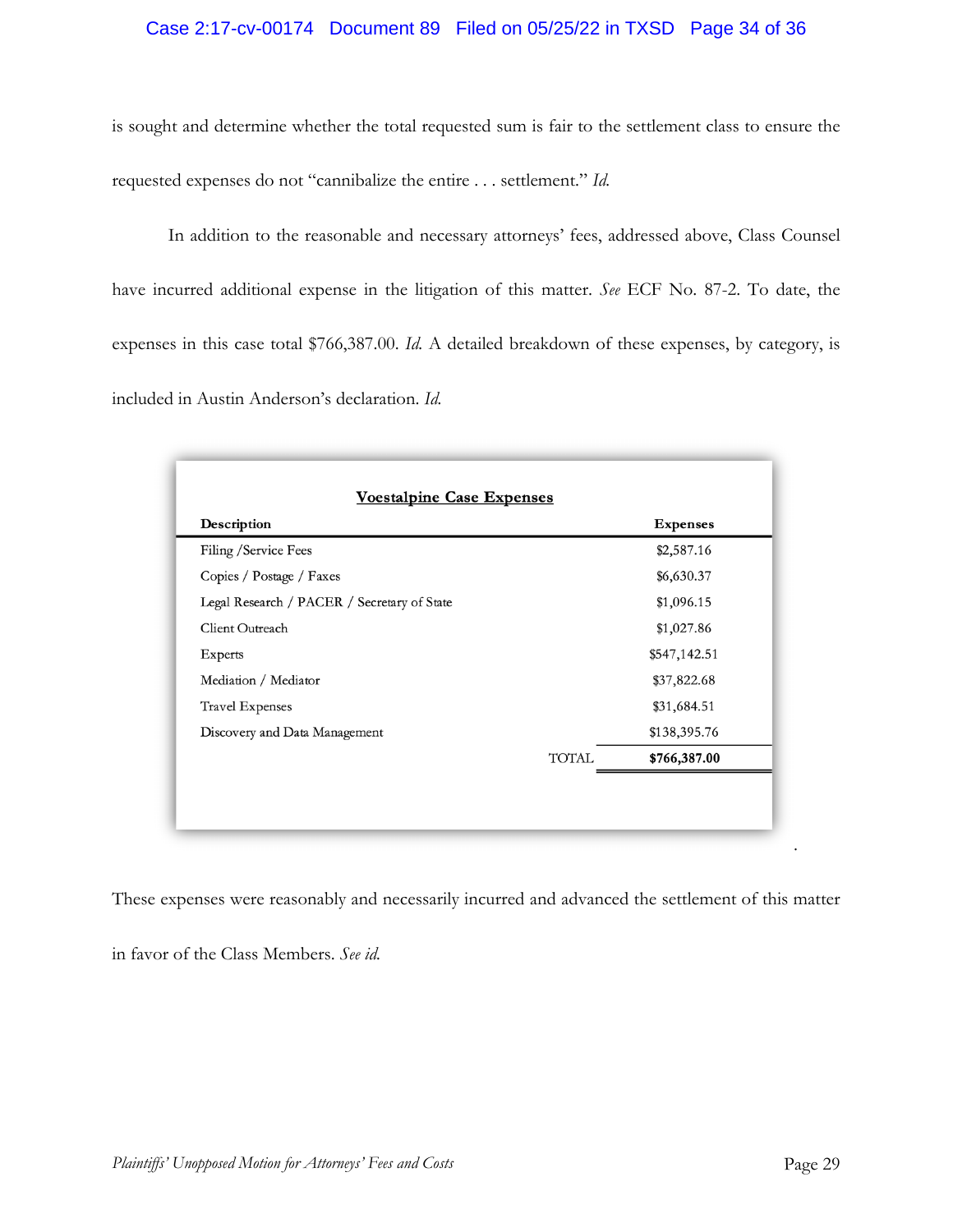is sought and determine whether the total requested sum is fair to the settlement class to ensure the requested expenses do not "cannibalize the entire . . . settlement." *Id.*

In addition to the reasonable and necessary attorneys' fees, addressed above, Class Counsel have incurred additional expense in the litigation of this matter. *See* ECF No. 87-2. To date, the expenses in this case total $766,387.00. *Id.* A detailed breakdown of these expenses, by category, is included in Austin Anderson's declaration. *Id.*

**Voestalpine Case Expenses**

| Description | | Expenses |
|---|---|---|
| Filing /Service Fees | | $2,587.16 |
| Copies / Postage / Faxes | | $6,630.37 |
| Legal Research / PACER / Secretary of State | | $1,096.15 |
| Client Outreach | | $1,027.86 |
| Experts | | $547,142.51 |
| Mediation / Mediator | | $37,822.68 |
| Travel Expenses | | $31,684.51 |
| Discovery and Data Management | | $138,395.76 |
| | TOTAL | **$766,387.00** |

These expenses were reasonably and necessarily incurred and advanced the settlement of this matter in favor of the Class Members. *See id.*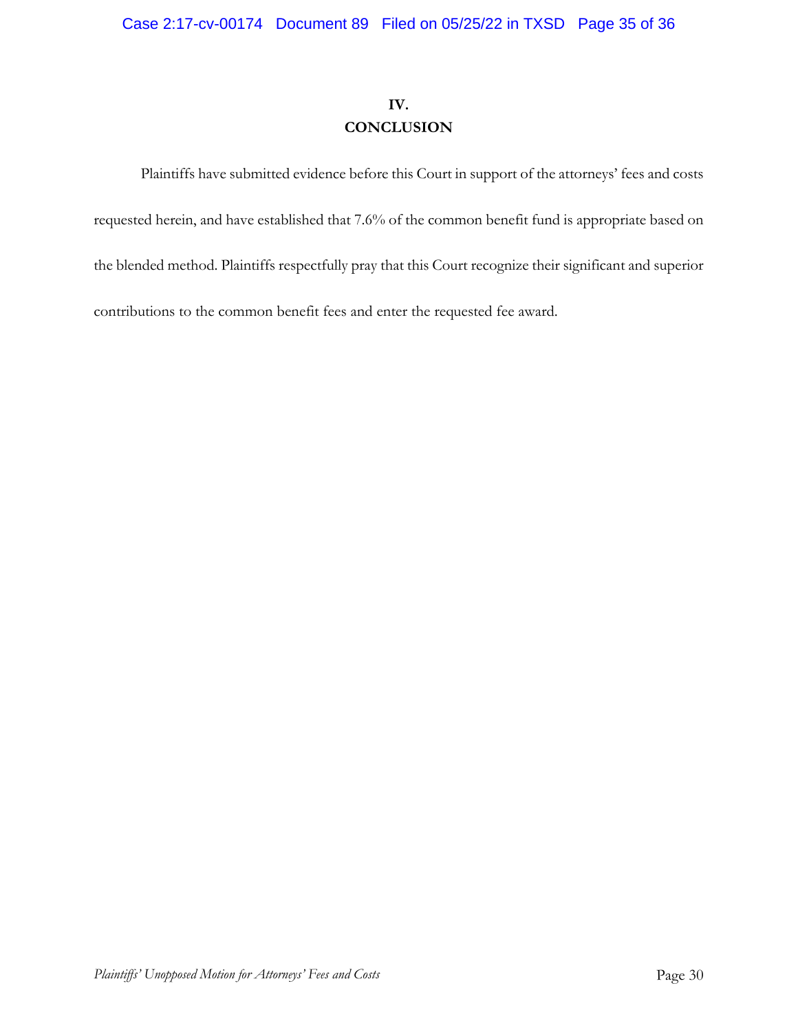## IV.
## CONCLUSION

Plaintiffs have submitted evidence before this Court in support of the attorneys' fees and costs requested herein, and have established that 7.6% of the common benefit fund is appropriate based on the blended method. Plaintiffs respectfully pray that this Court recognize their significant and superior contributions to the common benefit fees and enter the requested fee award.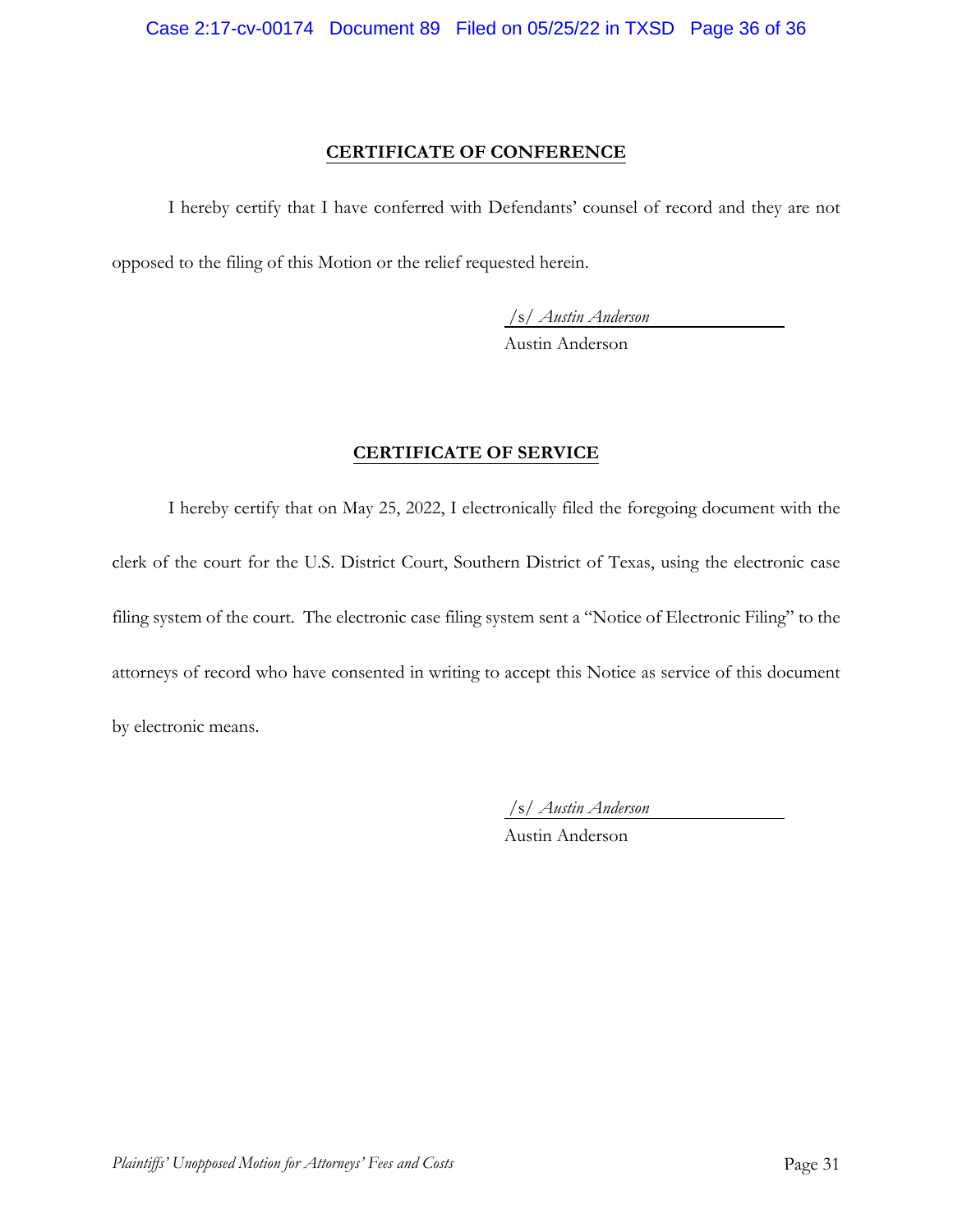## CERTIFICATE OF CONFERENCE

I hereby certify that I have conferred with Defendants' counsel of record and they are not opposed to the filing of this Motion or the relief requested herein.

/s/ *Austin Anderson*
Austin Anderson

## CERTIFICATE OF SERVICE

I hereby certify that on May 25, 2022, I electronically filed the foregoing document with the clerk of the court for the U.S. District Court, Southern District of Texas, using the electronic case filing system of the court. The electronic case filing system sent a "Notice of Electronic Filing" to the attorneys of record who have consented in writing to accept this Notice as service of this document by electronic means.

/s/ *Austin Anderson*
Austin Anderson